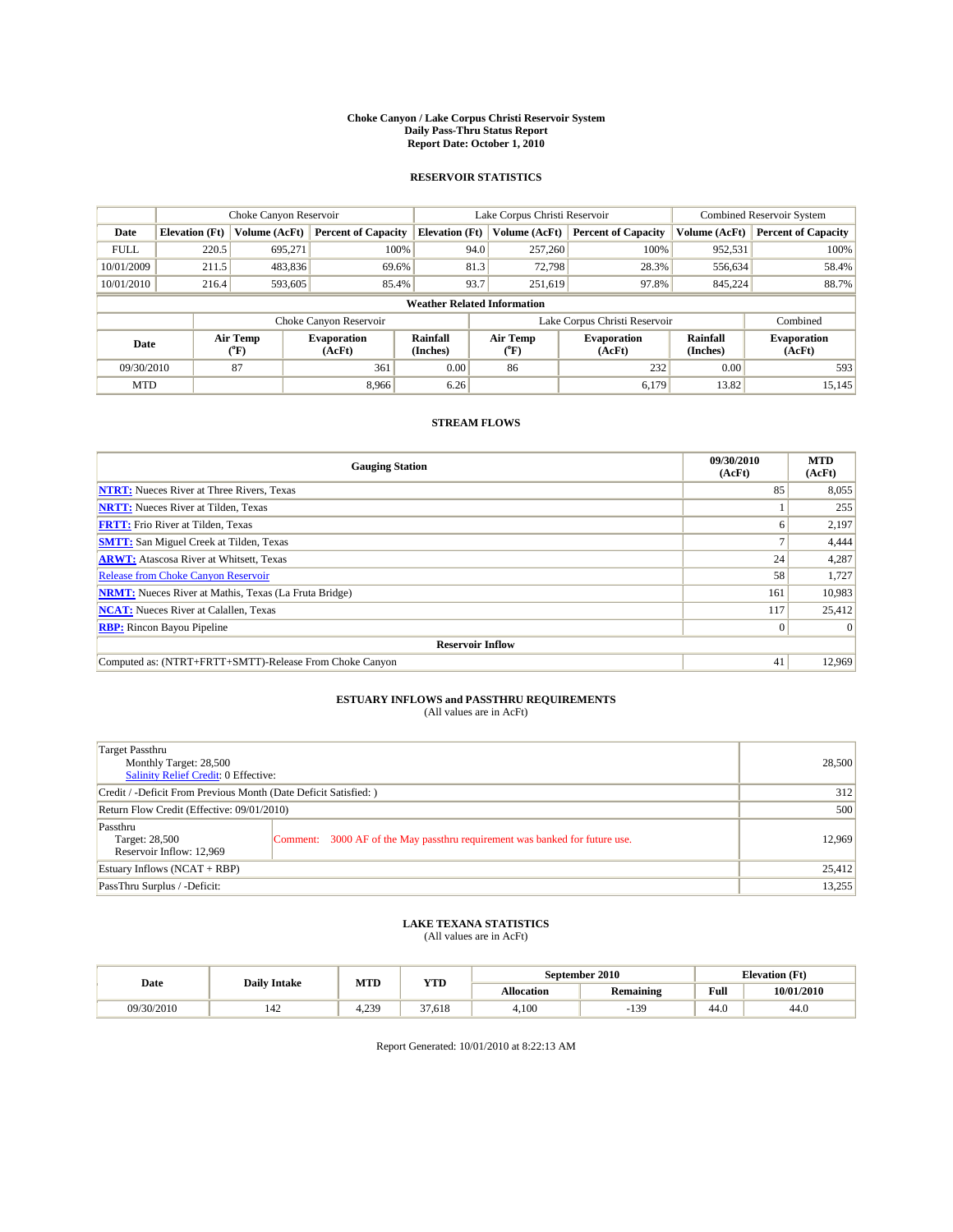# Choke Canyon / Lake Corpus Christi Reservoir System
## Daily Pass-Thru Status Report
## Report Date: October 1, 2010

### RESERVOIR STATISTICS

| | Choke Canyon Reservoir | | | Lake Corpus Christi Reservoir | | | Combined Reservoir System | |
|---|---|---|---|---|---|---|---|---|
| Date | Elevation (Ft) | Volume (AcFt) | Percent of Capacity | Elevation (Ft) | Volume (AcFt) | Percent of Capacity | Volume (AcFt) | Percent of Capacity |
| FULL | 220.5 | 695,271 | 100% | 94.0 | 257,260 | 100% | 952,531 | 100% |
| 10/01/2009 | 211.5 | 483,836 | 69.6% | 81.3 | 72,798 | 28.3% | 556,634 | 58.4% |
| 10/01/2010 | 216.4 | 593,605 | 85.4% | 93.7 | 251,619 | 97.8% | 845,224 | 88.7% |

**Weather Related Information**

| | Choke Canyon Reservoir | | | Lake Corpus Christi Reservoir | | | Combined |
|---|---|---|---|---|---|---|---|
| Date | Air Temp (°F) | Evaporation (AcFt) | Rainfall (Inches) | Air Temp (°F) | Evaporation (AcFt) | Rainfall (Inches) | Evaporation (AcFt) |
| 09/30/2010 | 87 | 361 | 0.00 | 86 | 232 | 0.00 | 593 |
| MTD | | 8,966 | 6.26 | | 6,179 | 13.82 | 15,145 |

### STREAM FLOWS

| Gauging Station | 09/30/2010 (AcFt) | MTD (AcFt) |
|---|---|---|
| NTRT: Nueces River at Three Rivers, Texas | 85 | 8,055 |
| NRTT: Nueces River at Tilden, Texas | 1 | 255 |
| FRTT: Frio River at Tilden, Texas | 6 | 2,197 |
| SMTT: San Miguel Creek at Tilden, Texas | 7 | 4,444 |
| ARWT: Atascosa River at Whitsett, Texas | 24 | 4,287 |
| Release from Choke Canyon Reservoir | 58 | 1,727 |
| NRMT: Nueces River at Mathis, Texas (La Fruta Bridge) | 161 | 10,983 |
| NCAT: Nueces River at Calallen, Texas | 117 | 25,412 |
| RBP: Rincon Bayou Pipeline | 0 | 0 |
| **Reservoir Inflow** | | |
| Computed as: (NTRT+FRTT+SMTT)-Release From Choke Canyon | 41 | 12,969 |

### ESTUARY INFLOWS and PASSTHRU REQUIREMENTS
(All values are in AcFt)

| | | |
|---|---|---|
| Target Passthru<br>Monthly Target: 28,500<br>Salinity Relief Credit: 0 Effective: | | 28,500 |
| Credit / -Deficit From Previous Month (Date Deficit Satisfied: ) | | 312 |
| Return Flow Credit (Effective: 09/01/2010) | | 500 |
| Passthru<br>Target: 28,500<br>Reservoir Inflow: 12,969 | Comment: 3000 AF of the May passthru requirement was banked for future use. | 12,969 |
| Estuary Inflows (NCAT + RBP) | | 25,412 |
| PassThru Surplus / -Deficit: | | 13,255 |

### LAKE TEXANA STATISTICS
(All values are in AcFt)

| Date | Daily Intake | MTD | YTD | September 2010 | | Elevation (Ft) | |
|---|---|---|---|---|---|---|---|
| | | | | Allocation | Remaining | Full | 10/01/2010 |
| 09/30/2010 | 142 | 4,239 | 37,618 | 4,100 | -139 | 44.0 | 44.0 |

Report Generated: 10/01/2010 at 8:22:13 AM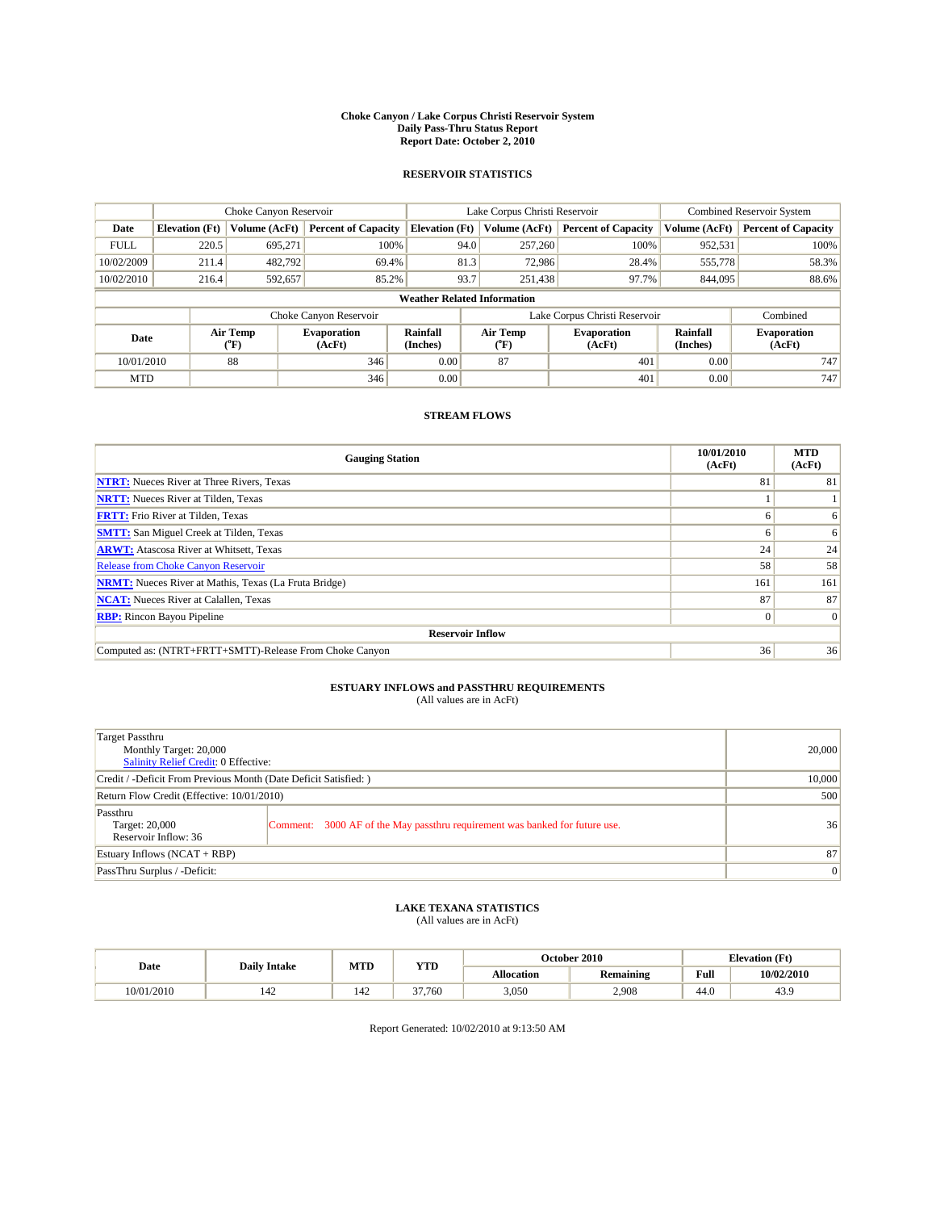# Choke Canyon / Lake Corpus Christi Reservoir System
## Daily Pass-Thru Status Report
## Report Date: October 2, 2010

### RESERVOIR STATISTICS

| | Choke Canyon Reservoir | | | Lake Corpus Christi Reservoir | | | Combined Reservoir System | |
|---|---|---|---|---|---|---|---|---|
| Date | Elevation (Ft) | Volume (AcFt) | Percent of Capacity | Elevation (Ft) | Volume (AcFt) | Percent of Capacity | Volume (AcFt) | Percent of Capacity |
| FULL | 220.5 | 695,271 | 100% | 94.0 | 257,260 | 100% | 952,531 | 100% |
| 10/02/2009 | 211.4 | 482,792 | 69.4% | 81.3 | 72,986 | 28.4% | 555,778 | 58.3% |
| 10/02/2010 | 216.4 | 592,657 | 85.2% | 93.7 | 251,438 | 97.7% | 844,095 | 88.6% |

**Weather Related Information**

| | Choke Canyon Reservoir | | | Lake Corpus Christi Reservoir | | | Combined |
|---|---|---|---|---|---|---|---|
| Date | Air Temp (ºF) | Evaporation (AcFt) | Rainfall (Inches) | Air Temp (ºF) | Evaporation (AcFt) | Rainfall (Inches) | Evaporation (AcFt) |
| 10/01/2010 | 88 | 346 | 0.00 | 87 | 401 | 0.00 | 747 |
| MTD | | 346 | 0.00 | | 401 | 0.00 | 747 |

### STREAM FLOWS

| Gauging Station | 10/01/2010 (AcFt) | MTD (AcFt) |
|---|---|---|
| NTRT: Nueces River at Three Rivers, Texas | 81 | 81 |
| NRTT: Nueces River at Tilden, Texas | 1 | 1 |
| FRTT: Frio River at Tilden, Texas | 6 | 6 |
| SMTT: San Miguel Creek at Tilden, Texas | 6 | 6 |
| ARWT: Atascosa River at Whitsett, Texas | 24 | 24 |
| Release from Choke Canyon Reservoir | 58 | 58 |
| NRMT: Nueces River at Mathis, Texas (La Fruta Bridge) | 161 | 161 |
| NCAT: Nueces River at Calallen, Texas | 87 | 87 |
| RBP: Rincon Bayou Pipeline | 0 | 0 |
| **Reservoir Inflow** | | |
| Computed as: (NTRT+FRTT+SMTT)-Release From Choke Canyon | 36 | 36 |

### ESTUARY INFLOWS and PASSTHRU REQUIREMENTS
(All values are in AcFt)

| | | |
|---|---|---|
| Target Passthru<br>Monthly Target: 20,000<br>Salinity Relief Credit: 0 Effective: | | 20,000 |
| Credit / -Deficit From Previous Month (Date Deficit Satisfied: ) | | 10,000 |
| Return Flow Credit (Effective: 10/01/2010) | | 500 |
| Passthru<br>Target: 20,000<br>Reservoir Inflow: 36 | Comment: 3000 AF of the May passthru requirement was banked for future use. | 36 |
| Estuary Inflows (NCAT + RBP) | | 87 |
| PassThru Surplus / -Deficit: | | 0 |

### LAKE TEXANA STATISTICS
(All values are in AcFt)

| Date | Daily Intake | MTD | YTD | October 2010 | | Elevation (Ft) | |
|---|---|---|---|---|---|---|---|
| | | | | Allocation | Remaining | Full | 10/02/2010 |
| 10/01/2010 | 142 | 142 | 37,760 | 3,050 | 2,908 | 44.0 | 43.9 |

Report Generated: 10/02/2010 at 9:13:50 AM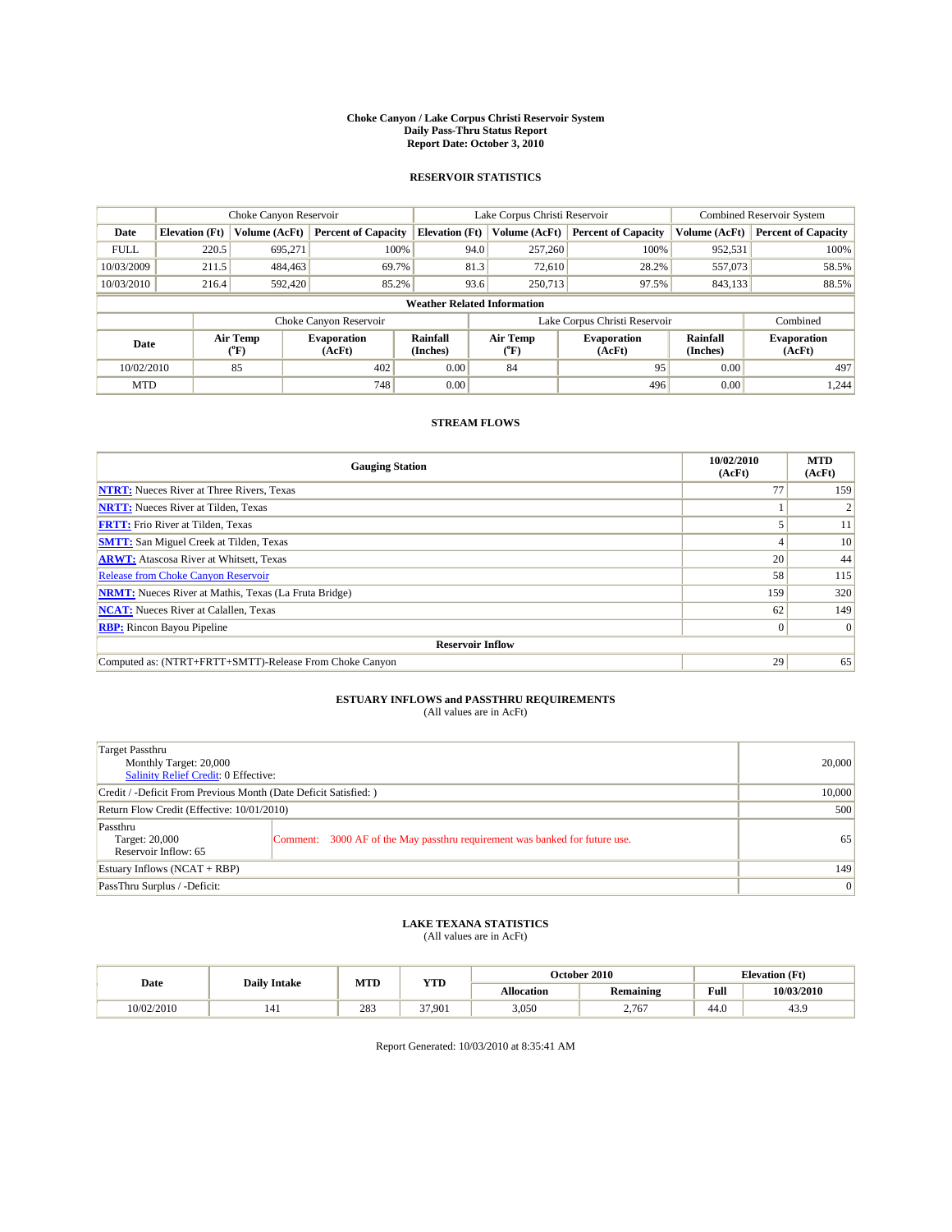# Choke Canyon / Lake Corpus Christi Reservoir System
## Daily Pass-Thru Status Report
### Report Date: October 3, 2010

## RESERVOIR STATISTICS

| | Choke Canyon Reservoir | | | Lake Corpus Christi Reservoir | | | Combined Reservoir System | |
|---|---|---|---|---|---|---|---|---|
| Date | Elevation (Ft) | Volume (AcFt) | Percent of Capacity | Elevation (Ft) | Volume (AcFt) | Percent of Capacity | Volume (AcFt) | Percent of Capacity |
| FULL | 220.5 | 695,271 | 100% | 94.0 | 257,260 | 100% | 952,531 | 100% |
| 10/03/2009 | 211.5 | 484,463 | 69.7% | 81.3 | 72,610 | 28.2% | 557,073 | 58.5% |
| 10/03/2010 | 216.4 | 592,420 | 85.2% | 93.6 | 250,713 | 97.5% | 843,133 | 88.5% |

**Weather Related Information**

| | Choke Canyon Reservoir | | | Lake Corpus Christi Reservoir | | | Combined |
|---|---|---|---|---|---|---|---|
| Date | Air Temp (°F) | Evaporation (AcFt) | Rainfall (Inches) | Air Temp (°F) | Evaporation (AcFt) | Rainfall (Inches) | Evaporation (AcFt) |
| 10/02/2010 | 85 | 402 | 0.00 | 84 | 95 | 0.00 | 497 |
| MTD | | 748 | 0.00 | | 496 | 0.00 | 1,244 |

## STREAM FLOWS

| Gauging Station | 10/02/2010 (AcFt) | MTD (AcFt) |
|---|---|---|
| NTRT: Nueces River at Three Rivers, Texas | 77 | 159 |
| NRTT: Nueces River at Tilden, Texas | 1 | 2 |
| FRTT: Frio River at Tilden, Texas | 5 | 11 |
| SMTT: San Miguel Creek at Tilden, Texas | 4 | 10 |
| ARWT: Atascosa River at Whitsett, Texas | 20 | 44 |
| Release from Choke Canyon Reservoir | 58 | 115 |
| NRMT: Nueces River at Mathis, Texas (La Fruta Bridge) | 159 | 320 |
| NCAT: Nueces River at Calallen, Texas | 62 | 149 |
| RBP: Rincon Bayou Pipeline | 0 | 0 |
| **Reservoir Inflow** | | |
| Computed as: (NTRT+FRTT+SMTT)-Release From Choke Canyon | 29 | 65 |

## ESTUARY INFLOWS and PASSTHRU REQUIREMENTS
(All values are in AcFt)

| | |
|---|---|
| Target Passthru<br>Monthly Target: 20,000<br>Salinity Relief Credit: 0 Effective: | 20,000 |
| Credit / -Deficit From Previous Month (Date Deficit Satisfied: ) | 10,000 |
| Return Flow Credit (Effective: 10/01/2010) | 500 |
| Passthru<br>Target: 20,000<br>Reservoir Inflow: 65<br>Comment: 3000 AF of the May passthru requirement was banked for future use. | 65 |
| Estuary Inflows (NCAT + RBP) | 149 |
| PassThru Surplus / -Deficit: | 0 |

## LAKE TEXANA STATISTICS
(All values are in AcFt)

| Date | Daily Intake | MTD | YTD | October 2010 | | Elevation (Ft) | |
|---|---|---|---|---|---|---|---|
| | | | | Allocation | Remaining | Full | 10/03/2010 |
| 10/02/2010 | 141 | 283 | 37,901 | 3,050 | 2,767 | 44.0 | 43.9 |

Report Generated: 10/03/2010 at 8:35:41 AM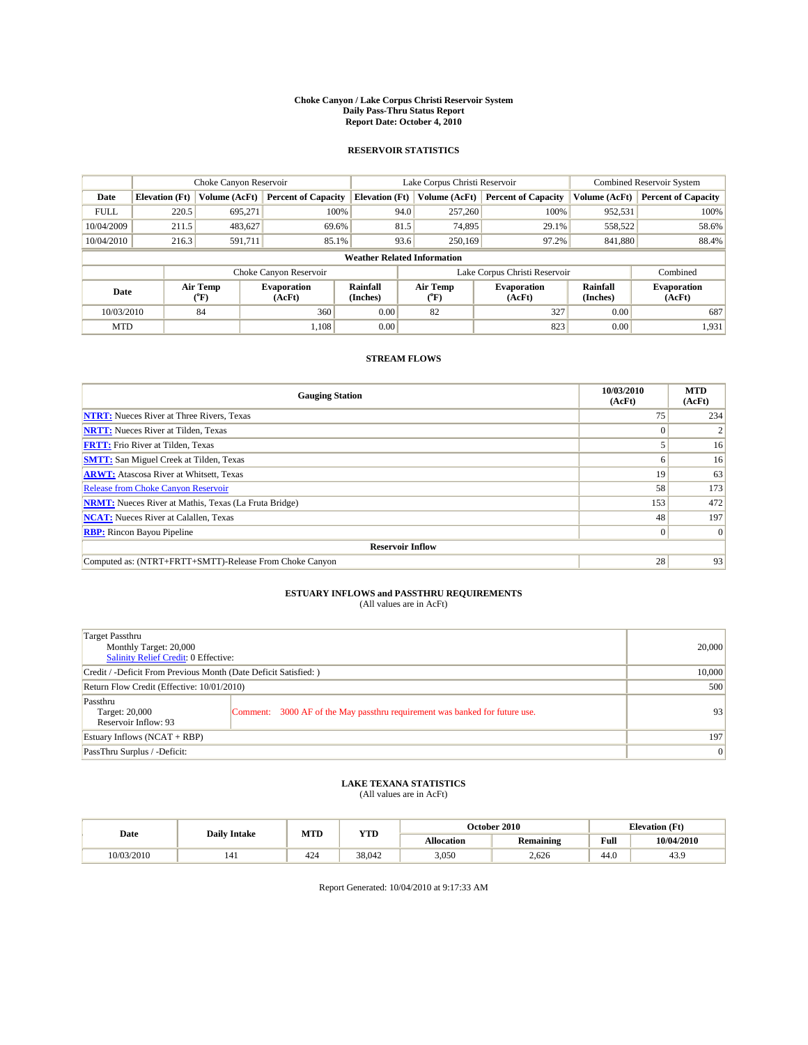# Choke Canyon / Lake Corpus Christi Reservoir System
## Daily Pass-Thru Status Report
## Report Date: October 4, 2010

### RESERVOIR STATISTICS

| | Choke Canyon Reservoir | | | Lake Corpus Christi Reservoir | | | Combined Reservoir System | |
|---|---|---|---|---|---|---|---|---|
| Date | Elevation (Ft) | Volume (AcFt) | Percent of Capacity | Elevation (Ft) | Volume (AcFt) | Percent of Capacity | Volume (AcFt) | Percent of Capacity |
| FULL | 220.5 | 695,271 | 100% | 94.0 | 257,260 | 100% | 952,531 | 100% |
| 10/04/2009 | 211.5 | 483,627 | 69.6% | 81.5 | 74,895 | 29.1% | 558,522 | 58.6% |
| 10/04/2010 | 216.3 | 591,711 | 85.1% | 93.6 | 250,169 | 97.2% | 841,880 | 88.4% |

**Weather Related Information**

| | Choke Canyon Reservoir | | | Lake Corpus Christi Reservoir | | | Combined |
|---|---|---|---|---|---|---|---|
| Date | Air Temp (°F) | Evaporation (AcFt) | Rainfall (Inches) | Air Temp (°F) | Evaporation (AcFt) | Rainfall (Inches) | Evaporation (AcFt) |
| 10/03/2010 | 84 | 360 | 0.00 | 82 | 327 | 0.00 | 687 |
| MTD | | 1,108 | 0.00 | | 823 | 0.00 | 1,931 |

### STREAM FLOWS

| Gauging Station | 10/03/2010 (AcFt) | MTD (AcFt) |
|---|---|---|
| **NTRT:** Nueces River at Three Rivers, Texas | 75 | 234 |
| **NRTT:** Nueces River at Tilden, Texas | 0 | 2 |
| **FRTT:** Frio River at Tilden, Texas | 5 | 16 |
| **SMTT:** San Miguel Creek at Tilden, Texas | 6 | 16 |
| **ARWT:** Atascosa River at Whitsett, Texas | 19 | 63 |
| Release from Choke Canyon Reservoir | 58 | 173 |
| **NRMT:** Nueces River at Mathis, Texas (La Fruta Bridge) | 153 | 472 |
| **NCAT:** Nueces River at Calallen, Texas | 48 | 197 |
| **RBP:** Rincon Bayou Pipeline | 0 | 0 |
| **Reservoir Inflow** | | |
| Computed as: (NTRT+FRTT+SMTT)-Release From Choke Canyon | 28 | 93 |

### ESTUARY INFLOWS and PASSTHRU REQUIREMENTS
(All values are in AcFt)

| | |
|---|---|
| Target Passthru<br>Monthly Target: 20,000<br>Salinity Relief Credit: 0 Effective: | 20,000 |
| Credit / -Deficit From Previous Month (Date Deficit Satisfied: ) | 10,000 |
| Return Flow Credit (Effective: 10/01/2010) | 500 |
| Passthru<br>Target: 20,000<br>Reservoir Inflow: 93<br>Comment: 3000 AF of the May passthru requirement was banked for future use. | 93 |
| Estuary Inflows (NCAT + RBP) | 197 |
| PassThru Surplus / -Deficit: | 0 |

### LAKE TEXANA STATISTICS
(All values are in AcFt)

| Date | Daily Intake | MTD | YTD | October 2010 | | Elevation (Ft) | |
|---|---|---|---|---|---|---|---|
| | | | | Allocation | Remaining | Full | 10/04/2010 |
| 10/03/2010 | 141 | 424 | 38,042 | 3,050 | 2,626 | 44.0 | 43.9 |

Report Generated: 10/04/2010 at 9:17:33 AM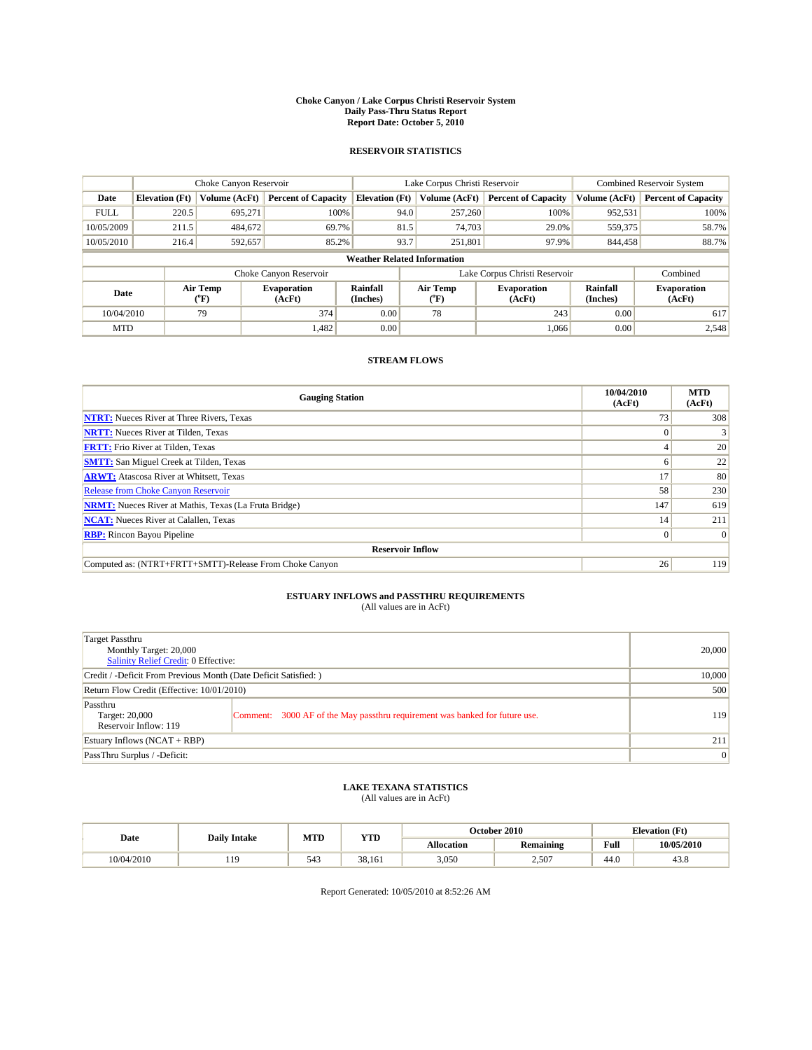# Choke Canyon / Lake Corpus Christi Reservoir System
## Daily Pass-Thru Status Report
## Report Date: October 5, 2010

### RESERVOIR STATISTICS

| | Choke Canyon Reservoir | | | Lake Corpus Christi Reservoir | | | Combined Reservoir System | |
|---|---|---|---|---|---|---|---|---|
| Date | Elevation (Ft) | Volume (AcFt) | Percent of Capacity | Elevation (Ft) | Volume (AcFt) | Percent of Capacity | Volume (AcFt) | Percent of Capacity |
| FULL | 220.5 | 695,271 | 100% | 94.0 | 257,260 | 100% | 952,531 | 100% |
| 10/05/2009 | 211.5 | 484,672 | 69.7% | 81.5 | 74,703 | 29.0% | 559,375 | 58.7% |
| 10/05/2010 | 216.4 | 592,657 | 85.2% | 93.7 | 251,801 | 97.9% | 844,458 | 88.7% |

**Weather Related Information**

| | Choke Canyon Reservoir | | | Lake Corpus Christi Reservoir | | | Combined |
|---|---|---|---|---|---|---|---|
| Date | Air Temp (°F) | Evaporation (AcFt) | Rainfall (Inches) | Air Temp (°F) | Evaporation (AcFt) | Rainfall (Inches) | Evaporation (AcFt) |
| 10/04/2010 | 79 | 374 | 0.00 | 78 | 243 | 0.00 | 617 |
| MTD | | 1,482 | 0.00 | | 1,066 | 0.00 | 2,548 |

### STREAM FLOWS

| Gauging Station | 10/04/2010 (AcFt) | MTD (AcFt) |
|---|---|---|
| **NTRT:** Nueces River at Three Rivers, Texas | 73 | 308 |
| **NRTT:** Nueces River at Tilden, Texas | 0 | 3 |
| **FRTT:** Frio River at Tilden, Texas | 4 | 20 |
| **SMTT:** San Miguel Creek at Tilden, Texas | 6 | 22 |
| **ARWT:** Atascosa River at Whitsett, Texas | 17 | 80 |
| Release from Choke Canyon Reservoir | 58 | 230 |
| **NRMT:** Nueces River at Mathis, Texas (La Fruta Bridge) | 147 | 619 |
| **NCAT:** Nueces River at Calallen, Texas | 14 | 211 |
| **RBP:** Rincon Bayou Pipeline | 0 | 0 |
| **Reservoir Inflow** | | |
| Computed as: (NTRT+FRTT+SMTT)-Release From Choke Canyon | 26 | 119 |

### ESTUARY INFLOWS and PASSTHRU REQUIREMENTS
(All values are in AcFt)

| | | |
|---|---|---|
| Target Passthru<br>Monthly Target: 20,000<br>Salinity Relief Credit: 0 Effective: | | 20,000 |
| Credit / -Deficit From Previous Month (Date Deficit Satisfied: ) | | 10,000 |
| Return Flow Credit (Effective: 10/01/2010) | | 500 |
| Passthru<br>Target: 20,000<br>Reservoir Inflow: 119 | Comment: 3000 AF of the May passthru requirement was banked for future use. | 119 |
| Estuary Inflows (NCAT + RBP) | | 211 |
| PassThru Surplus / -Deficit: | | 0 |

### LAKE TEXANA STATISTICS
(All values are in AcFt)

| Date | Daily Intake | MTD | YTD | October 2010 | | Elevation (Ft) | |
|---|---|---|---|---|---|---|---|
| | | | | Allocation | Remaining | Full | 10/05/2010 |
| 10/04/2010 | 119 | 543 | 38,161 | 3,050 | 2,507 | 44.0 | 43.8 |

Report Generated: 10/05/2010 at 8:52:26 AM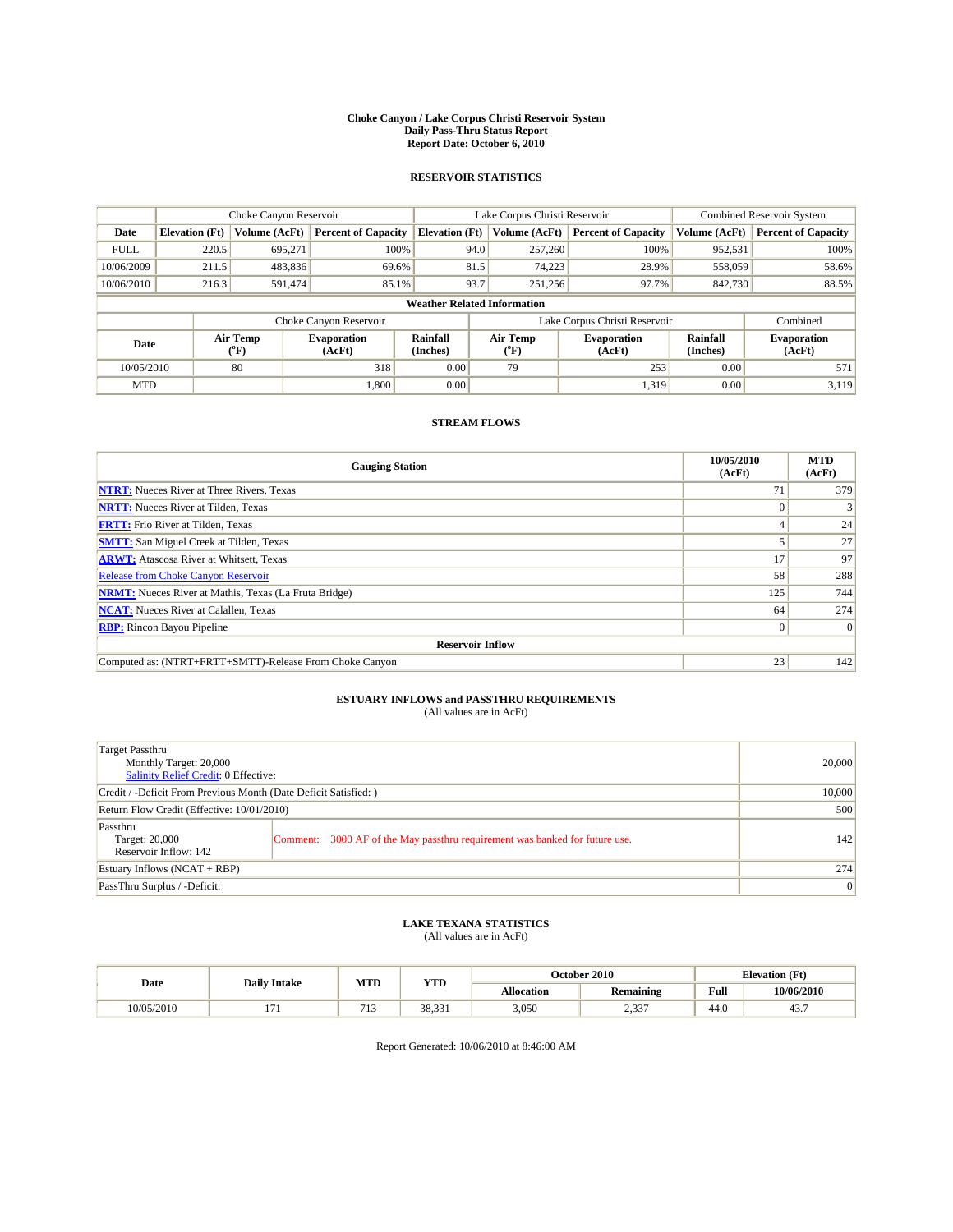# Choke Canyon / Lake Corpus Christi Reservoir System
## Daily Pass-Thru Status Report
## Report Date: October 6, 2010

### RESERVOIR STATISTICS

| | Choke Canyon Reservoir | | | Lake Corpus Christi Reservoir | | | Combined Reservoir System | |
|---|---|---|---|---|---|---|---|---|
| Date | Elevation (Ft) | Volume (AcFt) | Percent of Capacity | Elevation (Ft) | Volume (AcFt) | Percent of Capacity | Volume (AcFt) | Percent of Capacity |
| FULL | 220.5 | 695,271 | 100% | 94.0 | 257,260 | 100% | 952,531 | 100% |
| 10/06/2009 | 211.5 | 483,836 | 69.6% | 81.5 | 74,223 | 28.9% | 558,059 | 58.6% |
| 10/06/2010 | 216.3 | 591,474 | 85.1% | 93.7 | 251,256 | 97.7% | 842,730 | 88.5% |

**Weather Related Information**

| | Choke Canyon Reservoir | | | Lake Corpus Christi Reservoir | | | Combined |
|---|---|---|---|---|---|---|---|
| Date | Air Temp (°F) | Evaporation (AcFt) | Rainfall (Inches) | Air Temp (°F) | Evaporation (AcFt) | Rainfall (Inches) | Evaporation (AcFt) |
| 10/05/2010 | 80 | 318 | 0.00 | 79 | 253 | 0.00 | 571 |
| MTD | | 1,800 | 0.00 | | 1,319 | 0.00 | 3,119 |

### STREAM FLOWS

| Gauging Station | 10/05/2010 (AcFt) | MTD (AcFt) |
|---|---|---|
| **NTRT:** Nueces River at Three Rivers, Texas | 71 | 379 |
| **NRTT:** Nueces River at Tilden, Texas | 0 | 3 |
| **FRTT:** Frio River at Tilden, Texas | 4 | 24 |
| **SMTT:** San Miguel Creek at Tilden, Texas | 5 | 27 |
| **ARWT:** Atascosa River at Whitsett, Texas | 17 | 97 |
| Release from Choke Canyon Reservoir | 58 | 288 |
| **NRMT:** Nueces River at Mathis, Texas (La Fruta Bridge) | 125 | 744 |
| **NCAT:** Nueces River at Calallen, Texas | 64 | 274 |
| **RBP:** Rincon Bayou Pipeline | 0 | 0 |
| **Reservoir Inflow** | | |
| Computed as: (NTRT+FRTT+SMTT)-Release From Choke Canyon | 23 | 142 |

### ESTUARY INFLOWS and PASSTHRU REQUIREMENTS
(All values are in AcFt)

| | |
|---|---|
| Target Passthru<br>Monthly Target: 20,000<br>Salinity Relief Credit: 0 Effective: | 20,000 |
| Credit / -Deficit From Previous Month (Date Deficit Satisfied: ) | 10,000 |
| Return Flow Credit (Effective: 10/01/2010) | 500 |
| Passthru<br>Target: 20,000<br>Reservoir Inflow: 142<br>Comment: 3000 AF of the May passthru requirement was banked for future use. | 142 |
| Estuary Inflows (NCAT + RBP) | 274 |
| PassThru Surplus / -Deficit: | 0 |

### LAKE TEXANA STATISTICS
(All values are in AcFt)

| Date | Daily Intake | MTD | YTD | October 2010 | | Elevation (Ft) | |
|---|---|---|---|---|---|---|---|
| | | | | Allocation | Remaining | Full | 10/06/2010 |
| 10/05/2010 | 171 | 713 | 38,331 | 3,050 | 2,337 | 44.0 | 43.7 |

Report Generated: 10/06/2010 at 8:46:00 AM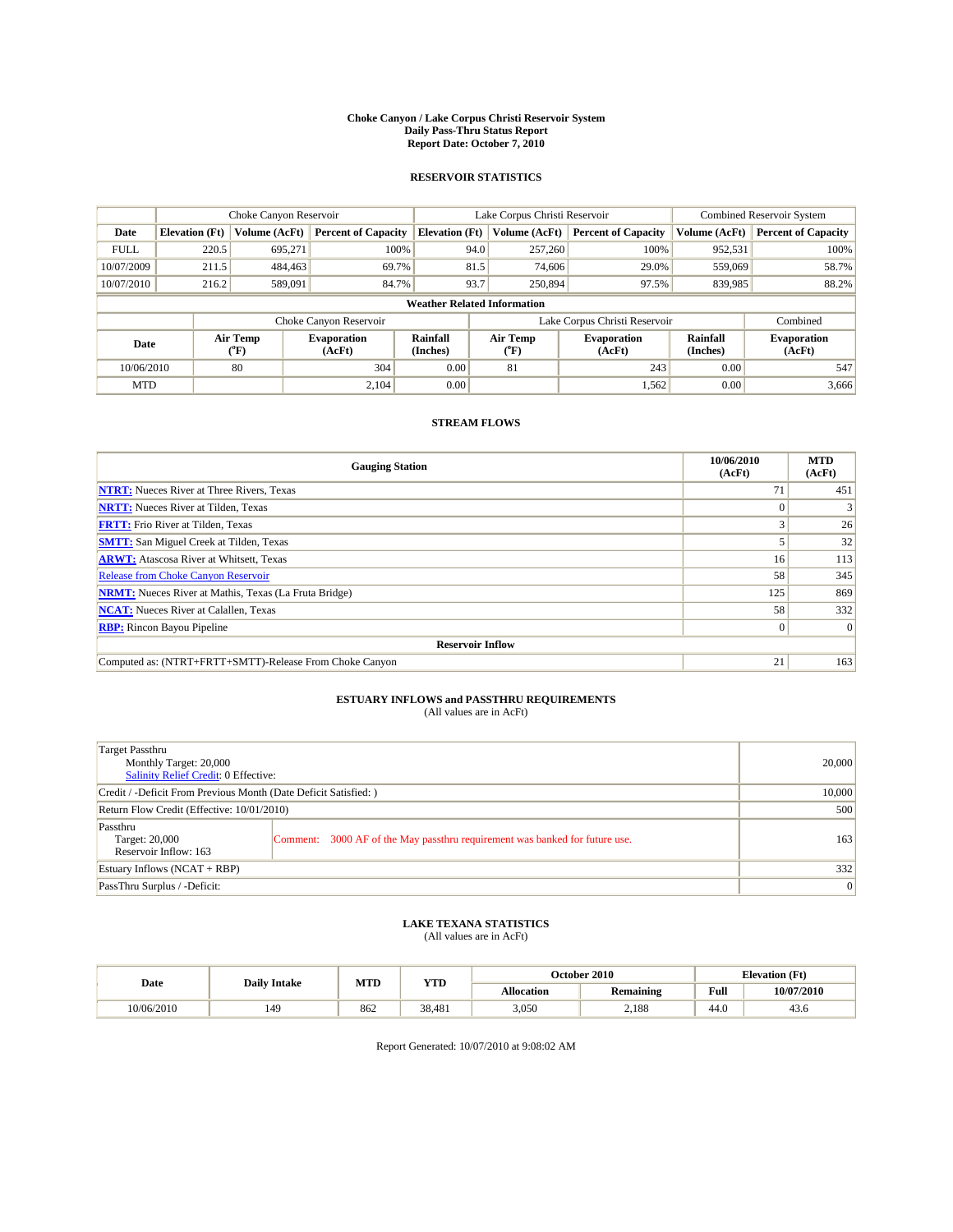# Choke Canyon / Lake Corpus Christi Reservoir System
## Daily Pass-Thru Status Report
## Report Date: October 7, 2010

### RESERVOIR STATISTICS

| | Choke Canyon Reservoir | | | Lake Corpus Christi Reservoir | | | Combined Reservoir System | |
|---|---|---|---|---|---|---|---|---|
| Date | Elevation (Ft) | Volume (AcFt) | Percent of Capacity | Elevation (Ft) | Volume (AcFt) | Percent of Capacity | Volume (AcFt) | Percent of Capacity |
| FULL | 220.5 | 695,271 | 100% | 94.0 | 257,260 | 100% | 952,531 | 100% |
| 10/07/2009 | 211.5 | 484,463 | 69.7% | 81.5 | 74,606 | 29.0% | 559,069 | 58.7% |
| 10/07/2010 | 216.2 | 589,091 | 84.7% | 93.7 | 250,894 | 97.5% | 839,985 | 88.2% |

**Weather Related Information**

| | Choke Canyon Reservoir | | | Lake Corpus Christi Reservoir | | | Combined |
|---|---|---|---|---|---|---|---|
| Date | Air Temp (°F) | Evaporation (AcFt) | Rainfall (Inches) | Air Temp (°F) | Evaporation (AcFt) | Rainfall (Inches) | Evaporation (AcFt) |
| 10/06/2010 | 80 | 304 | 0.00 | 81 | 243 | 0.00 | 547 |
| MTD | | 2,104 | 0.00 | | 1,562 | 0.00 | 3,666 |

### STREAM FLOWS

| Gauging Station | 10/06/2010 (AcFt) | MTD (AcFt) |
|---|---|---|
| NTRT: Nueces River at Three Rivers, Texas | 71 | 451 |
| NRTT: Nueces River at Tilden, Texas | 0 | 3 |
| FRTT: Frio River at Tilden, Texas | 3 | 26 |
| SMTT: San Miguel Creek at Tilden, Texas | 5 | 32 |
| ARWT: Atascosa River at Whitsett, Texas | 16 | 113 |
| Release from Choke Canyon Reservoir | 58 | 345 |
| NRMT: Nueces River at Mathis, Texas (La Fruta Bridge) | 125 | 869 |
| NCAT: Nueces River at Calallen, Texas | 58 | 332 |
| RBP: Rincon Bayou Pipeline | 0 | 0 |
| **Reservoir Inflow** | | |
| Computed as: (NTRT+FRTT+SMTT)-Release From Choke Canyon | 21 | 163 |

### ESTUARY INFLOWS and PASSTHRU REQUIREMENTS
(All values are in AcFt)

| | |
|---|---|
| Target Passthru<br>Monthly Target: 20,000<br>Salinity Relief Credit: 0 Effective: | 20,000 |
| Credit / -Deficit From Previous Month (Date Deficit Satisfied: ) | 10,000 |
| Return Flow Credit (Effective: 10/01/2010) | 500 |
| Passthru<br>Target: 20,000<br>Reservoir Inflow: 163 — Comment: 3000 AF of the May passthru requirement was banked for future use. | 163 |
| Estuary Inflows (NCAT + RBP) | 332 |
| PassThru Surplus / -Deficit: | 0 |

### LAKE TEXANA STATISTICS
(All values are in AcFt)

| Date | Daily Intake | MTD | YTD | October 2010 | | Elevation (Ft) | |
|---|---|---|---|---|---|---|---|
| | | | | Allocation | Remaining | Full | 10/07/2010 |
| 10/06/2010 | 149 | 862 | 38,481 | 3,050 | 2,188 | 44.0 | 43.6 |

Report Generated: 10/07/2010 at 9:08:02 AM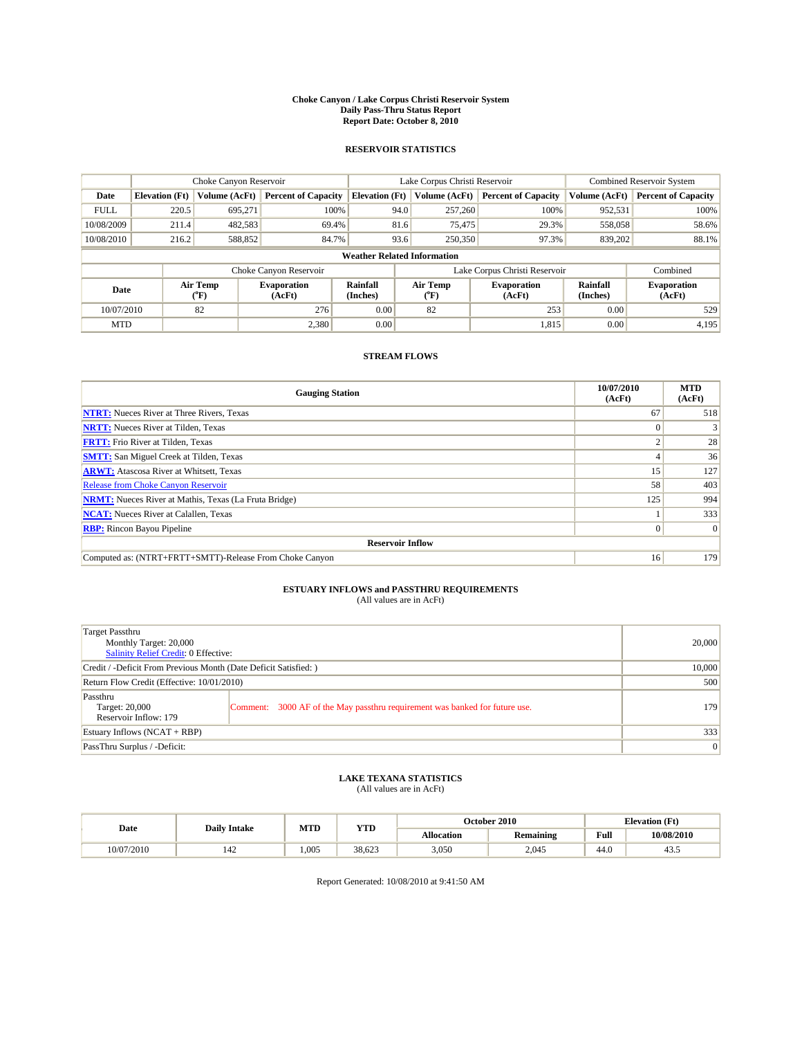# Choke Canyon / Lake Corpus Christi Reservoir System
## Daily Pass-Thru Status Report
## Report Date: October 8, 2010

### RESERVOIR STATISTICS

| | Choke Canyon Reservoir | | | Lake Corpus Christi Reservoir | | | Combined Reservoir System | |
|---|---|---|---|---|---|---|---|---|
| Date | Elevation (Ft) | Volume (AcFt) | Percent of Capacity | Elevation (Ft) | Volume (AcFt) | Percent of Capacity | Volume (AcFt) | Percent of Capacity |
| FULL | 220.5 | 695,271 | 100% | 94.0 | 257,260 | 100% | 952,531 | 100% |
| 10/08/2009 | 211.4 | 482,583 | 69.4% | 81.6 | 75,475 | 29.3% | 558,058 | 58.6% |
| 10/08/2010 | 216.2 | 588,852 | 84.7% | 93.6 | 250,350 | 97.3% | 839,202 | 88.1% |

**Weather Related Information**

| | Choke Canyon Reservoir | | | Lake Corpus Christi Reservoir | | | Combined |
|---|---|---|---|---|---|---|---|
| Date | Air Temp (°F) | Evaporation (AcFt) | Rainfall (Inches) | Air Temp (°F) | Evaporation (AcFt) | Rainfall (Inches) | Evaporation (AcFt) |
| 10/07/2010 | 82 | 276 | 0.00 | 82 | 253 | 0.00 | 529 |
| MTD | | 2,380 | 0.00 | | 1,815 | 0.00 | 4,195 |

### STREAM FLOWS

| Gauging Station | 10/07/2010 (AcFt) | MTD (AcFt) |
|---|---|---|
| NTRT: Nueces River at Three Rivers, Texas | 67 | 518 |
| NRTT: Nueces River at Tilden, Texas | 0 | 3 |
| FRTT: Frio River at Tilden, Texas | 2 | 28 |
| SMTT: San Miguel Creek at Tilden, Texas | 4 | 36 |
| ARWT: Atascosa River at Whitsett, Texas | 15 | 127 |
| Release from Choke Canyon Reservoir | 58 | 403 |
| NRMT: Nueces River at Mathis, Texas (La Fruta Bridge) | 125 | 994 |
| NCAT: Nueces River at Calallen, Texas | 1 | 333 |
| RBP: Rincon Bayou Pipeline | 0 | 0 |
| **Reservoir Inflow** | | |
| Computed as: (NTRT+FRTT+SMTT)-Release From Choke Canyon | 16 | 179 |

### ESTUARY INFLOWS and PASSTHRU REQUIREMENTS
(All values are in AcFt)

| | | |
|---|---|---|
| Target Passthru<br>Monthly Target: 20,000<br>Salinity Relief Credit: 0 Effective: | | 20,000 |
| Credit / -Deficit From Previous Month (Date Deficit Satisfied: ) | | 10,000 |
| Return Flow Credit (Effective: 10/01/2010) | | 500 |
| Passthru<br>Target: 20,000<br>Reservoir Inflow: 179 | Comment: 3000 AF of the May passthru requirement was banked for future use. | 179 |
| Estuary Inflows (NCAT + RBP) | | 333 |
| PassThru Surplus / -Deficit: | | 0 |

### LAKE TEXANA STATISTICS
(All values are in AcFt)

| Date | Daily Intake | MTD | YTD | October 2010 | | Elevation (Ft) | |
|---|---|---|---|---|---|---|---|
| | | | | Allocation | Remaining | Full | 10/08/2010 |
| 10/07/2010 | 142 | 1,005 | 38,623 | 3,050 | 2,045 | 44.0 | 43.5 |

Report Generated: 10/08/2010 at 9:41:50 AM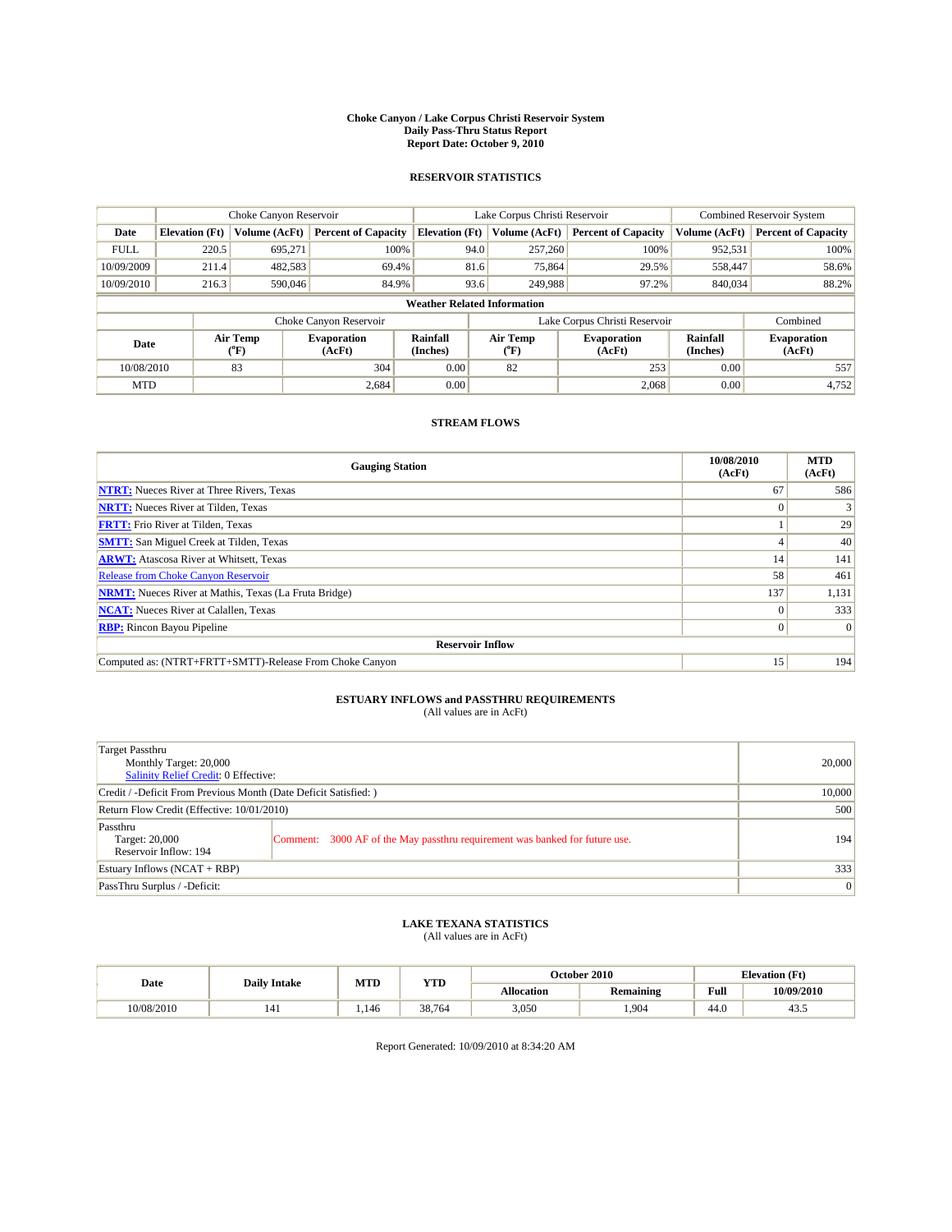# Choke Canyon / Lake Corpus Christi Reservoir System
## Daily Pass-Thru Status Report
## Report Date: October 9, 2010

### RESERVOIR STATISTICS

| | Choke Canyon Reservoir | | | Lake Corpus Christi Reservoir | | | Combined Reservoir System | |
|---|---|---|---|---|---|---|---|---|
| Date | Elevation (Ft) | Volume (AcFt) | Percent of Capacity | Elevation (Ft) | Volume (AcFt) | Percent of Capacity | Volume (AcFt) | Percent of Capacity |
| FULL | 220.5 | 695,271 | 100% | 94.0 | 257,260 | 100% | 952,531 | 100% |
| 10/09/2009 | 211.4 | 482,583 | 69.4% | 81.6 | 75,864 | 29.5% | 558,447 | 58.6% |
| 10/09/2010 | 216.3 | 590,046 | 84.9% | 93.6 | 249,988 | 97.2% | 840,034 | 88.2% |

**Weather Related Information**

| | Choke Canyon Reservoir | | | Lake Corpus Christi Reservoir | | | Combined |
|---|---|---|---|---|---|---|---|
| Date | Air Temp (°F) | Evaporation (AcFt) | Rainfall (Inches) | Air Temp (°F) | Evaporation (AcFt) | Rainfall (Inches) | Evaporation (AcFt) |
| 10/08/2010 | 83 | 304 | 0.00 | 82 | 253 | 0.00 | 557 |
| MTD | | 2,684 | 0.00 | | 2,068 | 0.00 | 4,752 |

### STREAM FLOWS

| Gauging Station | 10/08/2010 (AcFt) | MTD (AcFt) |
|---|---|---|
| **NTRT:** Nueces River at Three Rivers, Texas | 67 | 586 |
| **NRTT:** Nueces River at Tilden, Texas | 0 | 3 |
| **FRTT:** Frio River at Tilden, Texas | 1 | 29 |
| **SMTT:** San Miguel Creek at Tilden, Texas | 4 | 40 |
| **ARWT:** Atascosa River at Whitsett, Texas | 14 | 141 |
| Release from Choke Canyon Reservoir | 58 | 461 |
| **NRMT:** Nueces River at Mathis, Texas (La Fruta Bridge) | 137 | 1,131 |
| **NCAT:** Nueces River at Calallen, Texas | 0 | 333 |
| **RBP:** Rincon Bayou Pipeline | 0 | 0 |
| **Reservoir Inflow** | | |
| Computed as: (NTRT+FRTT+SMTT)-Release From Choke Canyon | 15 | 194 |

### ESTUARY INFLOWS and PASSTHRU REQUIREMENTS
(All values are in AcFt)

| | | |
|---|---|---|
| Target Passthru<br>Monthly Target: 20,000<br>Salinity Relief Credit: 0 Effective: | | 20,000 |
| Credit / -Deficit From Previous Month (Date Deficit Satisfied: ) | | 10,000 |
| Return Flow Credit (Effective: 10/01/2010) | | 500 |
| Passthru<br>Target: 20,000<br>Reservoir Inflow: 194 | Comment: 3000 AF of the May passthru requirement was banked for future use. | 194 |
| Estuary Inflows (NCAT + RBP) | | 333 |
| PassThru Surplus / -Deficit: | | 0 |

### LAKE TEXANA STATISTICS
(All values are in AcFt)

| Date | Daily Intake | MTD | YTD | October 2010 | | Elevation (Ft) | |
|---|---|---|---|---|---|---|---|
| | | | | Allocation | Remaining | Full | 10/09/2010 |
| 10/08/2010 | 141 | 1,146 | 38,764 | 3,050 | 1,904 | 44.0 | 43.5 |

Report Generated: 10/09/2010 at 8:34:20 AM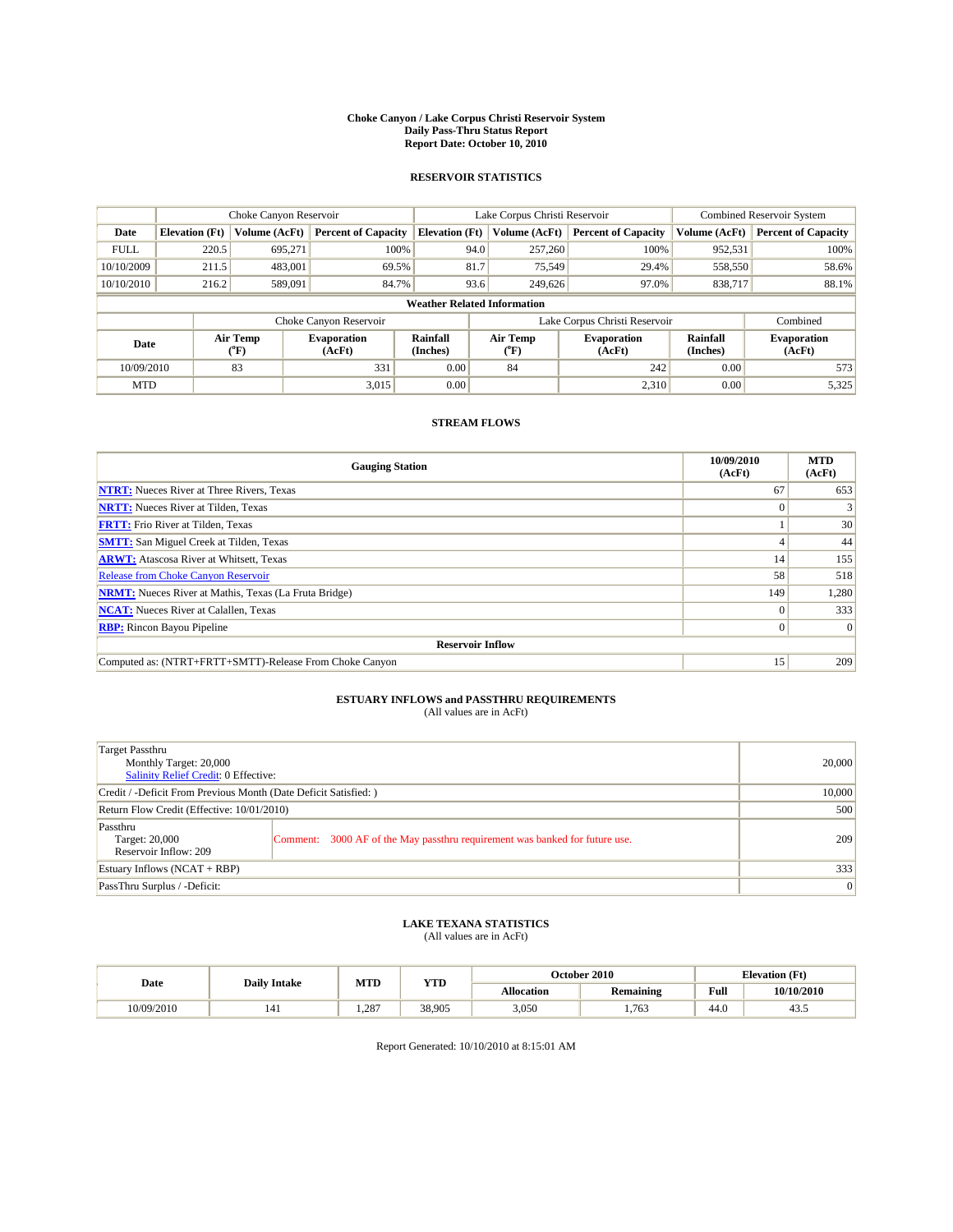# Choke Canyon / Lake Corpus Christi Reservoir System
## Daily Pass-Thru Status Report
### Report Date: October 10, 2010

## RESERVOIR STATISTICS

| | Choke Canyon Reservoir | | | Lake Corpus Christi Reservoir | | | Combined Reservoir System | |
|---|---|---|---|---|---|---|---|---|
| Date | Elevation (Ft) | Volume (AcFt) | Percent of Capacity | Elevation (Ft) | Volume (AcFt) | Percent of Capacity | Volume (AcFt) | Percent of Capacity |
| FULL | 220.5 | 695,271 | 100% | 94.0 | 257,260 | 100% | 952,531 | 100% |
| 10/10/2009 | 211.5 | 483,001 | 69.5% | 81.7 | 75,549 | 29.4% | 558,550 | 58.6% |
| 10/10/2010 | 216.2 | 589,091 | 84.7% | 93.6 | 249,626 | 97.0% | 838,717 | 88.1% |

**Weather Related Information**

| | Choke Canyon Reservoir | | | Lake Corpus Christi Reservoir | | | Combined |
|---|---|---|---|---|---|---|---|
| Date | Air Temp (°F) | Evaporation (AcFt) | Rainfall (Inches) | Air Temp (°F) | Evaporation (AcFt) | Rainfall (Inches) | Evaporation (AcFt) |
| 10/09/2010 | 83 | 331 | 0.00 | 84 | 242 | 0.00 | 573 |
| MTD | | 3,015 | 0.00 | | 2,310 | 0.00 | 5,325 |

## STREAM FLOWS

| Gauging Station | 10/09/2010 (AcFt) | MTD (AcFt) |
|---|---|---|
| NTRT: Nueces River at Three Rivers, Texas | 67 | 653 |
| NRTT: Nueces River at Tilden, Texas | 0 | 3 |
| FRTT: Frio River at Tilden, Texas | 1 | 30 |
| SMTT: San Miguel Creek at Tilden, Texas | 4 | 44 |
| ARWT: Atascosa River at Whitsett, Texas | 14 | 155 |
| Release from Choke Canyon Reservoir | 58 | 518 |
| NRMT: Nueces River at Mathis, Texas (La Fruta Bridge) | 149 | 1,280 |
| NCAT: Nueces River at Calallen, Texas | 0 | 333 |
| RBP: Rincon Bayou Pipeline | 0 | 0 |
| **Reservoir Inflow** | | |
| Computed as: (NTRT+FRTT+SMTT)-Release From Choke Canyon | 15 | 209 |

## ESTUARY INFLOWS and PASSTHRU REQUIREMENTS
(All values are in AcFt)

| | |
|---|---|
| Target Passthru<br>Monthly Target: 20,000<br>Salinity Relief Credit: 0 Effective: | 20,000 |
| Credit / -Deficit From Previous Month (Date Deficit Satisfied: ) | 10,000 |
| Return Flow Credit (Effective: 10/01/2010) | 500 |
| Passthru<br>Target: 20,000<br>Reservoir Inflow: 209 — Comment: 3000 AF of the May passthru requirement was banked for future use. | 209 |
| Estuary Inflows (NCAT + RBP) | 333 |
| PassThru Surplus / -Deficit: | 0 |

## LAKE TEXANA STATISTICS
(All values are in AcFt)

| Date | Daily Intake | MTD | YTD | October 2010 | | Elevation (Ft) | |
|---|---|---|---|---|---|---|---|
| | | | | Allocation | Remaining | Full | 10/10/2010 |
| 10/09/2010 | 141 | 1,287 | 38,905 | 3,050 | 1,763 | 44.0 | 43.5 |

Report Generated: 10/10/2010 at 8:15:01 AM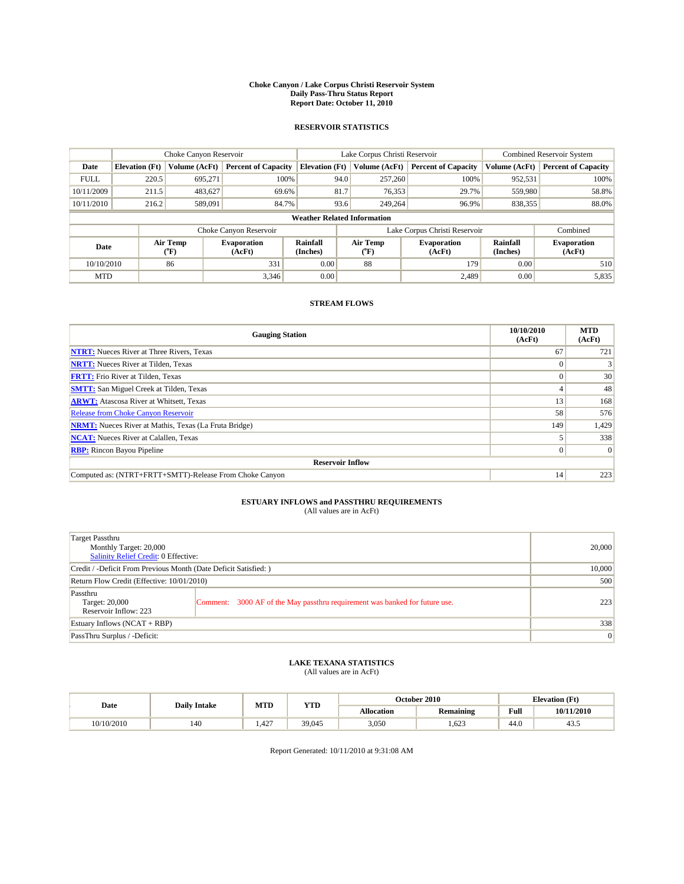# Choke Canyon / Lake Corpus Christi Reservoir System
## Daily Pass-Thru Status Report
## Report Date: October 11, 2010

### RESERVOIR STATISTICS

| | Choke Canyon Reservoir | | | Lake Corpus Christi Reservoir | | | Combined Reservoir System | |
|---|---|---|---|---|---|---|---|---|
| Date | Elevation (Ft) | Volume (AcFt) | Percent of Capacity | Elevation (Ft) | Volume (AcFt) | Percent of Capacity | Volume (AcFt) | Percent of Capacity |
| FULL | 220.5 | 695,271 | 100% | 94.0 | 257,260 | 100% | 952,531 | 100% |
| 10/11/2009 | 211.5 | 483,627 | 69.6% | 81.7 | 76,353 | 29.7% | 559,980 | 58.8% |
| 10/11/2010 | 216.2 | 589,091 | 84.7% | 93.6 | 249,264 | 96.9% | 838,355 | 88.0% |

**Weather Related Information**

| | Choke Canyon Reservoir | | | Lake Corpus Christi Reservoir | | | Combined |
|---|---|---|---|---|---|---|---|
| Date | Air Temp (°F) | Evaporation (AcFt) | Rainfall (Inches) | Air Temp (°F) | Evaporation (AcFt) | Rainfall (Inches) | Evaporation (AcFt) |
| 10/10/2010 | 86 | 331 | 0.00 | 88 | 179 | 0.00 | 510 |
| MTD | | 3,346 | 0.00 | | 2,489 | 0.00 | 5,835 |

### STREAM FLOWS

| Gauging Station | 10/10/2010 (AcFt) | MTD (AcFt) |
|---|---|---|
| NTRT: Nueces River at Three Rivers, Texas | 67 | 721 |
| NRTT: Nueces River at Tilden, Texas | 0 | 3 |
| FRTT: Frio River at Tilden, Texas | 0 | 30 |
| SMTT: San Miguel Creek at Tilden, Texas | 4 | 48 |
| ARWT: Atascosa River at Whitsett, Texas | 13 | 168 |
| Release from Choke Canyon Reservoir | 58 | 576 |
| NRMT: Nueces River at Mathis, Texas (La Fruta Bridge) | 149 | 1,429 |
| NCAT: Nueces River at Calallen, Texas | 5 | 338 |
| RBP: Rincon Bayou Pipeline | 0 | 0 |
| **Reservoir Inflow** | | |
| Computed as: (NTRT+FRTT+SMTT)-Release From Choke Canyon | 14 | 223 |

### ESTUARY INFLOWS and PASSTHRU REQUIREMENTS
(All values are in AcFt)

| | | |
|---|---|---|
| Target Passthru<br>Monthly Target: 20,000<br>Salinity Relief Credit: 0 Effective: | | 20,000 |
| Credit / -Deficit From Previous Month (Date Deficit Satisfied: ) | | 10,000 |
| Return Flow Credit (Effective: 10/01/2010) | | 500 |
| Passthru<br>Target: 20,000<br>Reservoir Inflow: 223 | Comment: 3000 AF of the May passthru requirement was banked for future use. | 223 |
| Estuary Inflows (NCAT + RBP) | | 338 |
| PassThru Surplus / -Deficit: | | 0 |

### LAKE TEXANA STATISTICS
(All values are in AcFt)

| Date | Daily Intake | MTD | YTD | October 2010 | | Elevation (Ft) | |
|---|---|---|---|---|---|---|---|
| | | | | Allocation | Remaining | Full | 10/11/2010 |
| 10/10/2010 | 140 | 1,427 | 39,045 | 3,050 | 1,623 | 44.0 | 43.5 |

Report Generated: 10/11/2010 at 9:31:08 AM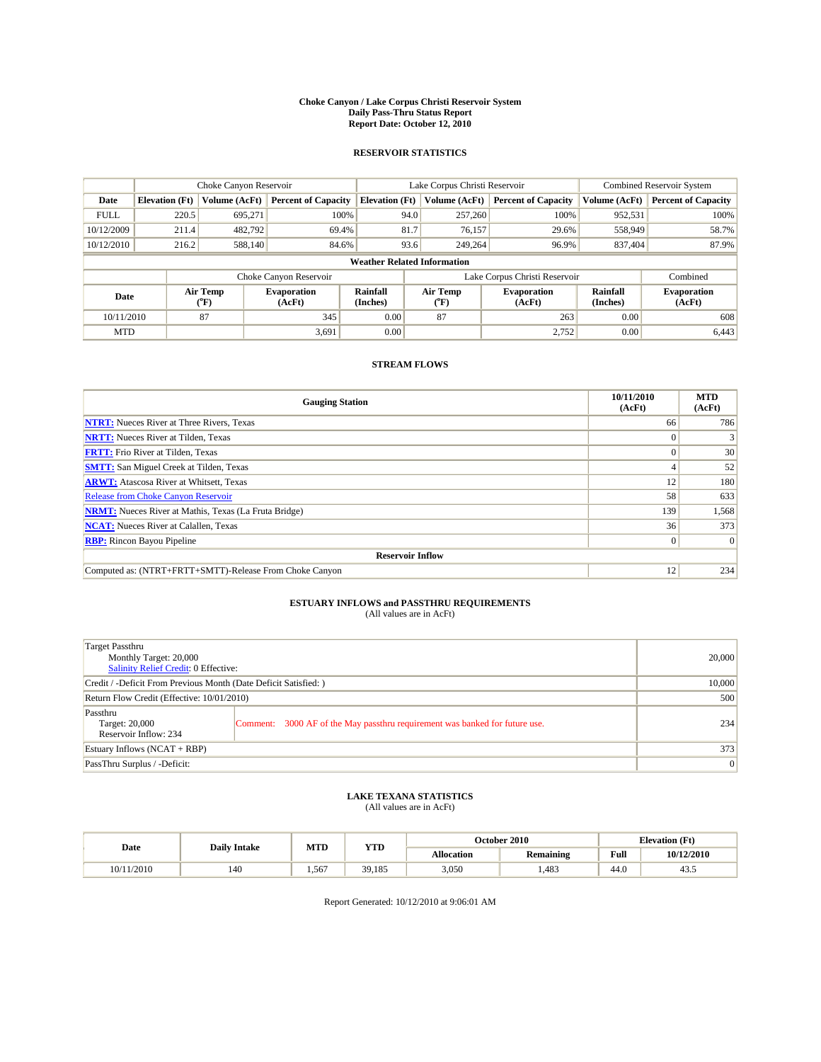# Choke Canyon / Lake Corpus Christi Reservoir System
## Daily Pass-Thru Status Report
## Report Date: October 12, 2010

### RESERVOIR STATISTICS

| | Choke Canyon Reservoir | | | Lake Corpus Christi Reservoir | | | Combined Reservoir System | |
|---|---|---|---|---|---|---|---|---|
| Date | Elevation (Ft) | Volume (AcFt) | Percent of Capacity | Elevation (Ft) | Volume (AcFt) | Percent of Capacity | Volume (AcFt) | Percent of Capacity |
| FULL | 220.5 | 695,271 | 100% | 94.0 | 257,260 | 100% | 952,531 | 100% |
| 10/12/2009 | 211.4 | 482,792 | 69.4% | 81.7 | 76,157 | 29.6% | 558,949 | 58.7% |
| 10/12/2010 | 216.2 | 588,140 | 84.6% | 93.6 | 249,264 | 96.9% | 837,404 | 87.9% |

**Weather Related Information**

| | Choke Canyon Reservoir | | | Lake Corpus Christi Reservoir | | | Combined |
|---|---|---|---|---|---|---|---|
| Date | Air Temp (°F) | Evaporation (AcFt) | Rainfall (Inches) | Air Temp (°F) | Evaporation (AcFt) | Rainfall (Inches) | Evaporation (AcFt) |
| 10/11/2010 | 87 | 345 | 0.00 | 87 | 263 | 0.00 | 608 |
| MTD | | 3,691 | 0.00 | | 2,752 | 0.00 | 6,443 |

### STREAM FLOWS

| Gauging Station | 10/11/2010 (AcFt) | MTD (AcFt) |
|---|---|---|
| NTRT: Nueces River at Three Rivers, Texas | 66 | 786 |
| NRTT: Nueces River at Tilden, Texas | 0 | 3 |
| FRTT: Frio River at Tilden, Texas | 0 | 30 |
| SMTT: San Miguel Creek at Tilden, Texas | 4 | 52 |
| ARWT: Atascosa River at Whitsett, Texas | 12 | 180 |
| Release from Choke Canyon Reservoir | 58 | 633 |
| NRMT: Nueces River at Mathis, Texas (La Fruta Bridge) | 139 | 1,568 |
| NCAT: Nueces River at Calallen, Texas | 36 | 373 |
| RBP: Rincon Bayou Pipeline | 0 | 0 |
| **Reservoir Inflow** | | |
| Computed as: (NTRT+FRTT+SMTT)-Release From Choke Canyon | 12 | 234 |

### ESTUARY INFLOWS and PASSTHRU REQUIREMENTS
(All values are in AcFt)

| | | |
|---|---|---|
| Target Passthru<br>Monthly Target: 20,000<br>Salinity Relief Credit: 0 Effective: | | 20,000 |
| Credit / -Deficit From Previous Month (Date Deficit Satisfied: ) | | 10,000 |
| Return Flow Credit (Effective: 10/01/2010) | | 500 |
| Passthru<br>Target: 20,000<br>Reservoir Inflow: 234 | Comment: 3000 AF of the May passthru requirement was banked for future use. | 234 |
| Estuary Inflows (NCAT + RBP) | | 373 |
| PassThru Surplus / -Deficit: | | 0 |

### LAKE TEXANA STATISTICS
(All values are in AcFt)

| Date | Daily Intake | MTD | YTD | October 2010 | | Elevation (Ft) | |
|---|---|---|---|---|---|---|---|
| | | | | Allocation | Remaining | Full | 10/12/2010 |
| 10/11/2010 | 140 | 1,567 | 39,185 | 3,050 | 1,483 | 44.0 | 43.5 |

Report Generated: 10/12/2010 at 9:06:01 AM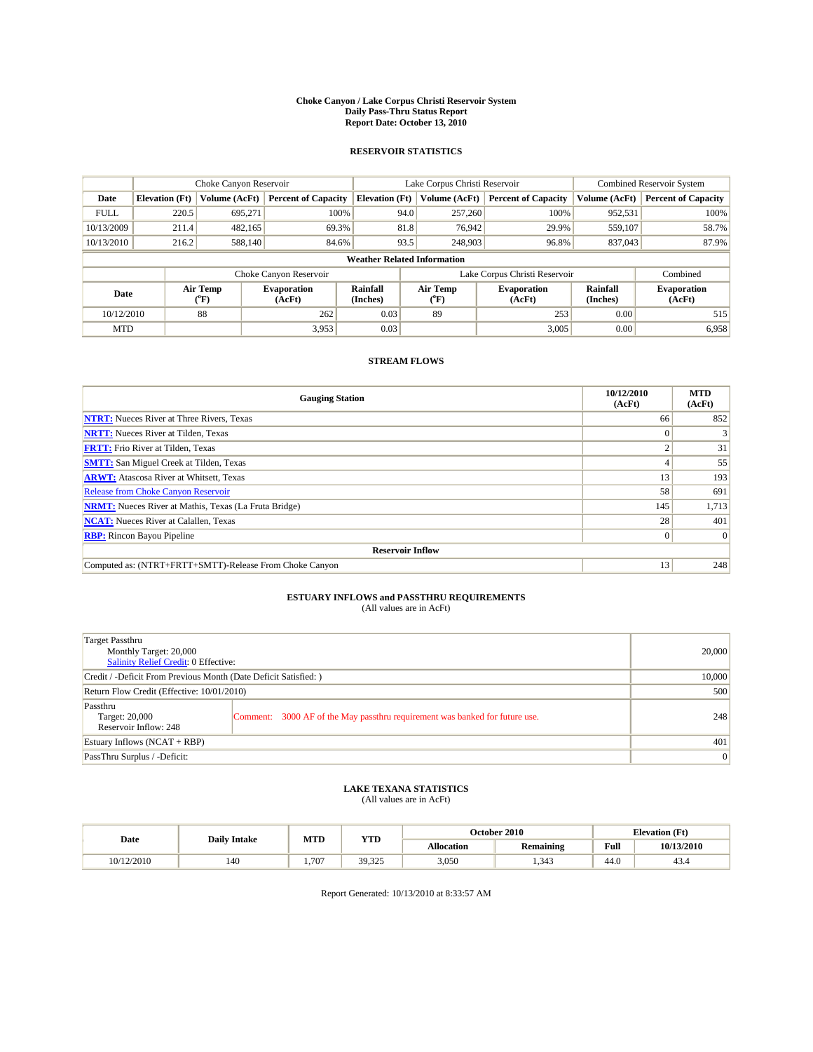**Choke Canyon / Lake Corpus Christi Reservoir System**
**Daily Pass-Thru Status Report**
**Report Date: October 13, 2010**

## RESERVOIR STATISTICS

| | Choke Canyon Reservoir | | | Lake Corpus Christi Reservoir | | | Combined Reservoir System | |
|---|---|---|---|---|---|---|---|---|
| Date | Elevation (Ft) | Volume (AcFt) | Percent of Capacity | Elevation (Ft) | Volume (AcFt) | Percent of Capacity | Volume (AcFt) | Percent of Capacity |
| FULL | 220.5 | 695,271 | 100% | 94.0 | 257,260 | 100% | 952,531 | 100% |
| 10/13/2009 | 211.4 | 482,165 | 69.3% | 81.8 | 76,942 | 29.9% | 559,107 | 58.7% |
| 10/13/2010 | 216.2 | 588,140 | 84.6% | 93.5 | 248,903 | 96.8% | 837,043 | 87.9% |

**Weather Related Information**

| | Choke Canyon Reservoir | | | Lake Corpus Christi Reservoir | | | Combined |
|---|---|---|---|---|---|---|---|
| Date | Air Temp (°F) | Evaporation (AcFt) | Rainfall (Inches) | Air Temp (°F) | Evaporation (AcFt) | Rainfall (Inches) | Evaporation (AcFt) |
| 10/12/2010 | 88 | 262 | 0.03 | 89 | 253 | 0.00 | 515 |
| MTD | | 3,953 | 0.03 | | 3,005 | 0.00 | 6,958 |

## STREAM FLOWS

| Gauging Station | 10/12/2010 (AcFt) | MTD (AcFt) |
|---|---|---|
| **NTRT:** Nueces River at Three Rivers, Texas | 66 | 852 |
| **NRTT:** Nueces River at Tilden, Texas | 0 | 3 |
| **FRTT:** Frio River at Tilden, Texas | 2 | 31 |
| **SMTT:** San Miguel Creek at Tilden, Texas | 4 | 55 |
| **ARWT:** Atascosa River at Whitsett, Texas | 13 | 193 |
| Release from Choke Canyon Reservoir | 58 | 691 |
| **NRMT:** Nueces River at Mathis, Texas (La Fruta Bridge) | 145 | 1,713 |
| **NCAT:** Nueces River at Calallen, Texas | 28 | 401 |
| **RBP:** Rincon Bayou Pipeline | 0 | 0 |
| **Reservoir Inflow** | | |
| Computed as: (NTRT+FRTT+SMTT)-Release From Choke Canyon | 13 | 248 |

## ESTUARY INFLOWS and PASSTHRU REQUIREMENTS
(All values are in AcFt)

| | | |
|---|---|---|
| Target Passthru<br>Monthly Target: 20,000<br>Salinity Relief Credit: 0 Effective: | | 20,000 |
| Credit / -Deficit From Previous Month (Date Deficit Satisfied: ) | | 10,000 |
| Return Flow Credit (Effective: 10/01/2010) | | 500 |
| Passthru<br>Target: 20,000<br>Reservoir Inflow: 248 | Comment: 3000 AF of the May passthru requirement was banked for future use. | 248 |
| Estuary Inflows (NCAT + RBP) | | 401 |
| PassThru Surplus / -Deficit: | | 0 |

## LAKE TEXANA STATISTICS
(All values are in AcFt)

| Date | Daily Intake | MTD | YTD | October 2010 | | Elevation (Ft) | |
|---|---|---|---|---|---|---|---|
| | | | | Allocation | Remaining | Full | 10/13/2010 |
| 10/12/2010 | 140 | 1,707 | 39,325 | 3,050 | 1,343 | 44.0 | 43.4 |

Report Generated: 10/13/2010 at 8:33:57 AM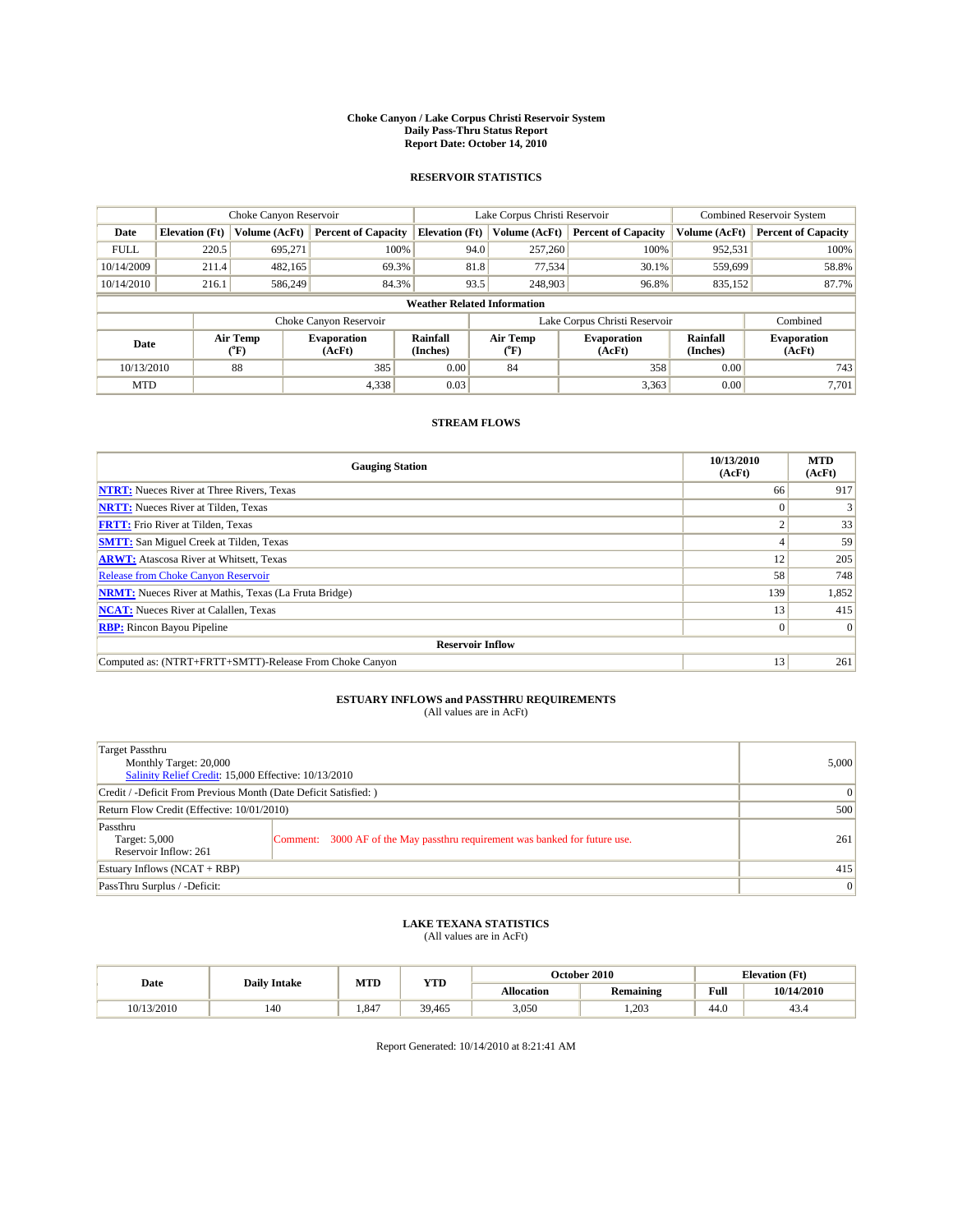# Choke Canyon / Lake Corpus Christi Reservoir System
## Daily Pass-Thru Status Report
### Report Date: October 14, 2010

## RESERVOIR STATISTICS

| | Choke Canyon Reservoir | | | Lake Corpus Christi Reservoir | | | Combined Reservoir System | |
|---|---|---|---|---|---|---|---|---|
| Date | Elevation (Ft) | Volume (AcFt) | Percent of Capacity | Elevation (Ft) | Volume (AcFt) | Percent of Capacity | Volume (AcFt) | Percent of Capacity |
| FULL | 220.5 | 695,271 | 100% | 94.0 | 257,260 | 100% | 952,531 | 100% |
| 10/14/2009 | 211.4 | 482,165 | 69.3% | 81.8 | 77,534 | 30.1% | 559,699 | 58.8% |
| 10/14/2010 | 216.1 | 586,249 | 84.3% | 93.5 | 248,903 | 96.8% | 835,152 | 87.7% |

**Weather Related Information**

| | Choke Canyon Reservoir | | | Lake Corpus Christi Reservoir | | | Combined |
|---|---|---|---|---|---|---|---|
| Date | Air Temp (°F) | Evaporation (AcFt) | Rainfall (Inches) | Air Temp (°F) | Evaporation (AcFt) | Rainfall (Inches) | Evaporation (AcFt) |
| 10/13/2010 | 88 | 385 | 0.00 | 84 | 358 | 0.00 | 743 |
| MTD | | 4,338 | 0.03 | | 3,363 | 0.00 | 7,701 |

## STREAM FLOWS

| Gauging Station | 10/13/2010 (AcFt) | MTD (AcFt) |
|---|---|---|
| NTRT: Nueces River at Three Rivers, Texas | 66 | 917 |
| NRTT: Nueces River at Tilden, Texas | 0 | 3 |
| FRTT: Frio River at Tilden, Texas | 2 | 33 |
| SMTT: San Miguel Creek at Tilden, Texas | 4 | 59 |
| ARWT: Atascosa River at Whitsett, Texas | 12 | 205 |
| Release from Choke Canyon Reservoir | 58 | 748 |
| NRMT: Nueces River at Mathis, Texas (La Fruta Bridge) | 139 | 1,852 |
| NCAT: Nueces River at Calallen, Texas | 13 | 415 |
| RBP: Rincon Bayou Pipeline | 0 | 0 |
| **Reservoir Inflow** | | |
| Computed as: (NTRT+FRTT+SMTT)-Release From Choke Canyon | 13 | 261 |

## ESTUARY INFLOWS and PASSTHRU REQUIREMENTS
(All values are in AcFt)

| | | |
|---|---|---|
| Target Passthru<br>Monthly Target: 20,000<br>Salinity Relief Credit: 15,000 Effective: 10/13/2010 | | 5,000 |
| Credit / -Deficit From Previous Month (Date Deficit Satisfied: ) | | 0 |
| Return Flow Credit (Effective: 10/01/2010) | | 500 |
| Passthru<br>Target: 5,000<br>Reservoir Inflow: 261 | Comment: 3000 AF of the May passthru requirement was banked for future use. | 261 |
| Estuary Inflows (NCAT + RBP) | | 415 |
| PassThru Surplus / -Deficit: | | 0 |

## LAKE TEXANA STATISTICS
(All values are in AcFt)

| Date | Daily Intake | MTD | YTD | October 2010 | | Elevation (Ft) | |
|---|---|---|---|---|---|---|---|
| | | | | Allocation | Remaining | Full | 10/14/2010 |
| 10/13/2010 | 140 | 1,847 | 39,465 | 3,050 | 1,203 | 44.0 | 43.4 |

Report Generated: 10/14/2010 at 8:21:41 AM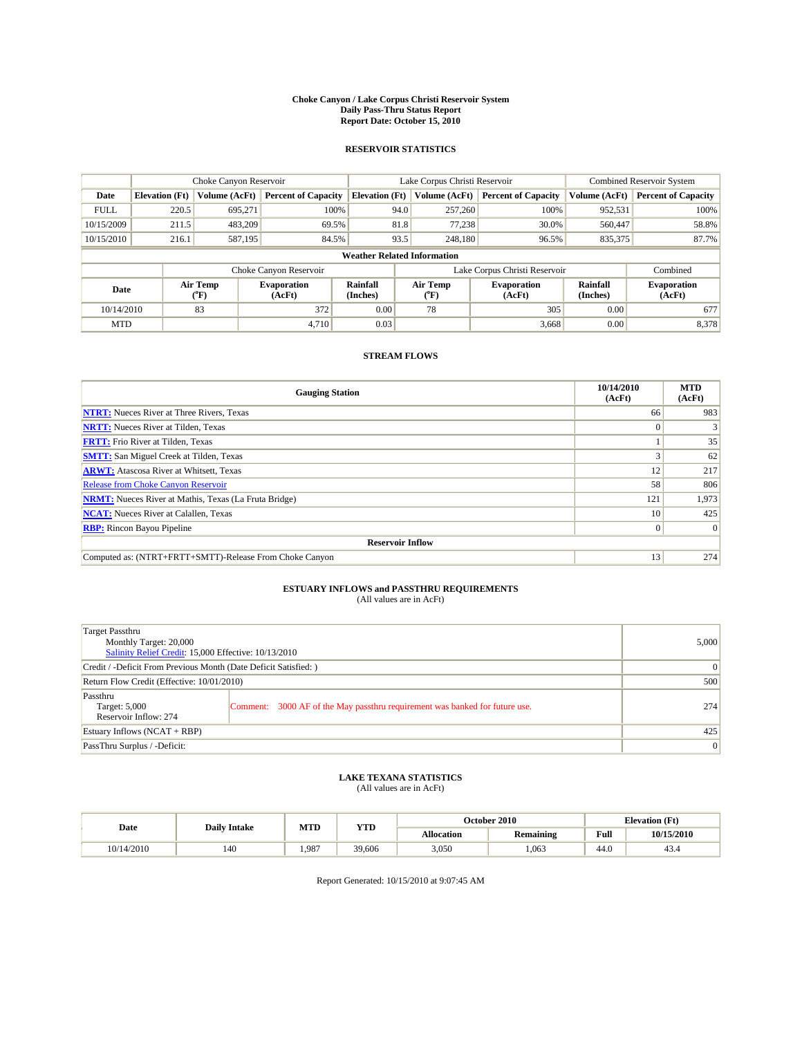# Choke Canyon / Lake Corpus Christi Reservoir System
## Daily Pass-Thru Status Report
### Report Date: October 15, 2010

## RESERVOIR STATISTICS

| | Choke Canyon Reservoir | | | Lake Corpus Christi Reservoir | | | Combined Reservoir System | |
|---|---|---|---|---|---|---|---|---|
| Date | Elevation (Ft) | Volume (AcFt) | Percent of Capacity | Elevation (Ft) | Volume (AcFt) | Percent of Capacity | Volume (AcFt) | Percent of Capacity |
| FULL | 220.5 | 695,271 | 100% | 94.0 | 257,260 | 100% | 952,531 | 100% |
| 10/15/2009 | 211.5 | 483,209 | 69.5% | 81.8 | 77,238 | 30.0% | 560,447 | 58.8% |
| 10/15/2010 | 216.1 | 587,195 | 84.5% | 93.5 | 248,180 | 96.5% | 835,375 | 87.7% |

**Weather Related Information**

| | Choke Canyon Reservoir | | | Lake Corpus Christi Reservoir | | | Combined |
|---|---|---|---|---|---|---|---|
| Date | Air Temp (°F) | Evaporation (AcFt) | Rainfall (Inches) | Air Temp (°F) | Evaporation (AcFt) | Rainfall (Inches) | Evaporation (AcFt) |
| 10/14/2010 | 83 | 372 | 0.00 | 78 | 305 | 0.00 | 677 |
| MTD | | 4,710 | 0.03 | | 3,668 | 0.00 | 8,378 |

## STREAM FLOWS

| Gauging Station | 10/14/2010 (AcFt) | MTD (AcFt) |
|---|---|---|
| NTRT: Nueces River at Three Rivers, Texas | 66 | 983 |
| NRTT: Nueces River at Tilden, Texas | 0 | 3 |
| FRTT: Frio River at Tilden, Texas | 1 | 35 |
| SMTT: San Miguel Creek at Tilden, Texas | 3 | 62 |
| ARWT: Atascosa River at Whitsett, Texas | 12 | 217 |
| Release from Choke Canyon Reservoir | 58 | 806 |
| NRMT: Nueces River at Mathis, Texas (La Fruta Bridge) | 121 | 1,973 |
| NCAT: Nueces River at Calallen, Texas | 10 | 425 |
| RBP: Rincon Bayou Pipeline | 0 | 0 |
| **Reservoir Inflow** | | |
| Computed as: (NTRT+FRTT+SMTT)-Release From Choke Canyon | 13 | 274 |

## ESTUARY INFLOWS and PASSTHRU REQUIREMENTS
(All values are in AcFt)

| | | |
|---|---|---|
| Target Passthru<br>Monthly Target: 20,000<br>Salinity Relief Credit: 15,000 Effective: 10/13/2010 | | 5,000 |
| Credit / -Deficit From Previous Month (Date Deficit Satisfied: ) | | 0 |
| Return Flow Credit (Effective: 10/01/2010) | | 500 |
| Passthru<br>Target: 5,000<br>Reservoir Inflow: 274 | Comment: 3000 AF of the May passthru requirement was banked for future use. | 274 |
| Estuary Inflows (NCAT + RBP) | | 425 |
| PassThru Surplus / -Deficit: | | 0 |

## LAKE TEXANA STATISTICS
(All values are in AcFt)

| Date | Daily Intake | MTD | YTD | October 2010 | | Elevation (Ft) | |
|---|---|---|---|---|---|---|---|
| | | | | Allocation | Remaining | Full | 10/15/2010 |
| 10/14/2010 | 140 | 1,987 | 39,606 | 3,050 | 1,063 | 44.0 | 43.4 |

Report Generated: 10/15/2010 at 9:07:45 AM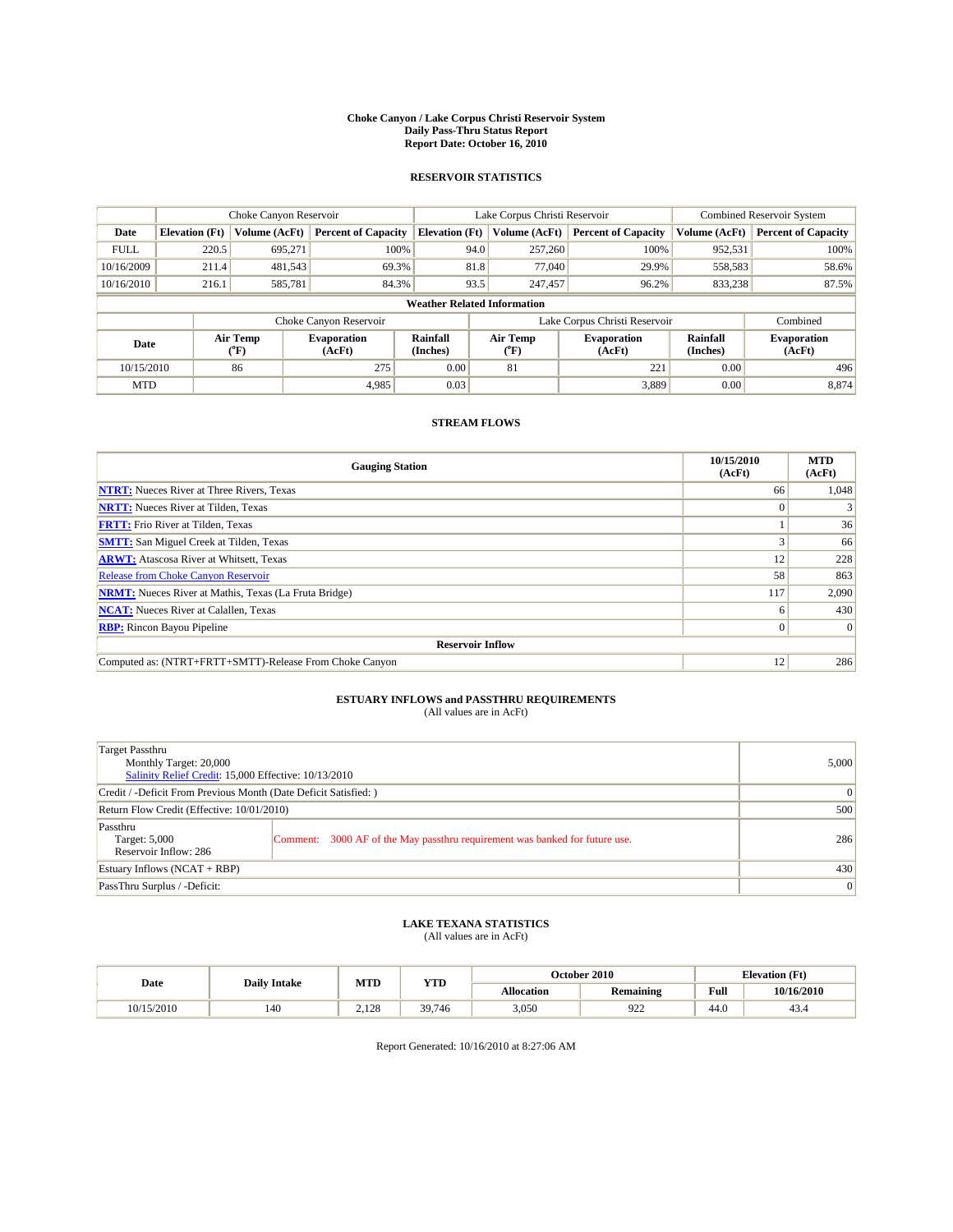# Choke Canyon / Lake Corpus Christi Reservoir System
## Daily Pass-Thru Status Report
### Report Date: October 16, 2010

## RESERVOIR STATISTICS

| | Choke Canyon Reservoir | | | Lake Corpus Christi Reservoir | | | Combined Reservoir System | |
|---|---|---|---|---|---|---|---|---|
| Date | Elevation (Ft) | Volume (AcFt) | Percent of Capacity | Elevation (Ft) | Volume (AcFt) | Percent of Capacity | Volume (AcFt) | Percent of Capacity |
| FULL | 220.5 | 695,271 | 100% | 94.0 | 257,260 | 100% | 952,531 | 100% |
| 10/16/2009 | 211.4 | 481,543 | 69.3% | 81.8 | 77,040 | 29.9% | 558,583 | 58.6% |
| 10/16/2010 | 216.1 | 585,781 | 84.3% | 93.5 | 247,457 | 96.2% | 833,238 | 87.5% |

**Weather Related Information**

| | Choke Canyon Reservoir | | | Lake Corpus Christi Reservoir | | | Combined |
|---|---|---|---|---|---|---|---|
| Date | Air Temp (°F) | Evaporation (AcFt) | Rainfall (Inches) | Air Temp (°F) | Evaporation (AcFt) | Rainfall (Inches) | Evaporation (AcFt) |
| 10/15/2010 | 86 | 275 | 0.00 | 81 | 221 | 0.00 | 496 |
| MTD | | 4,985 | 0.03 | | 3,889 | 0.00 | 8,874 |

## STREAM FLOWS

| Gauging Station | 10/15/2010 (AcFt) | MTD (AcFt) |
|---|---|---|
| NTRT: Nueces River at Three Rivers, Texas | 66 | 1,048 |
| NRTT: Nueces River at Tilden, Texas | 0 | 3 |
| FRTT: Frio River at Tilden, Texas | 1 | 36 |
| SMTT: San Miguel Creek at Tilden, Texas | 3 | 66 |
| ARWT: Atascosa River at Whitsett, Texas | 12 | 228 |
| Release from Choke Canyon Reservoir | 58 | 863 |
| NRMT: Nueces River at Mathis, Texas (La Fruta Bridge) | 117 | 2,090 |
| NCAT: Nueces River at Calallen, Texas | 6 | 430 |
| RBP: Rincon Bayou Pipeline | 0 | 0 |
| **Reservoir Inflow** | | |
| Computed as: (NTRT+FRTT+SMTT)-Release From Choke Canyon | 12 | 286 |

## ESTUARY INFLOWS and PASSTHRU REQUIREMENTS
(All values are in AcFt)

| | | |
|---|---|---|
| Target Passthru<br>Monthly Target: 20,000<br>Salinity Relief Credit: 15,000 Effective: 10/13/2010 | | 5,000 |
| Credit / -Deficit From Previous Month (Date Deficit Satisfied: ) | | 0 |
| Return Flow Credit (Effective: 10/01/2010) | | 500 |
| Passthru<br>Target: 5,000<br>Reservoir Inflow: 286 | Comment: 3000 AF of the May passthru requirement was banked for future use. | 286 |
| Estuary Inflows (NCAT + RBP) | | 430 |
| PassThru Surplus / -Deficit: | | 0 |

## LAKE TEXANA STATISTICS
(All values are in AcFt)

| Date | Daily Intake | MTD | YTD | October 2010 | | Elevation (Ft) | |
|---|---|---|---|---|---|---|---|
| | | | | Allocation | Remaining | Full | 10/16/2010 |
| 10/15/2010 | 140 | 2,128 | 39,746 | 3,050 | 922 | 44.0 | 43.4 |

Report Generated: 10/16/2010 at 8:27:06 AM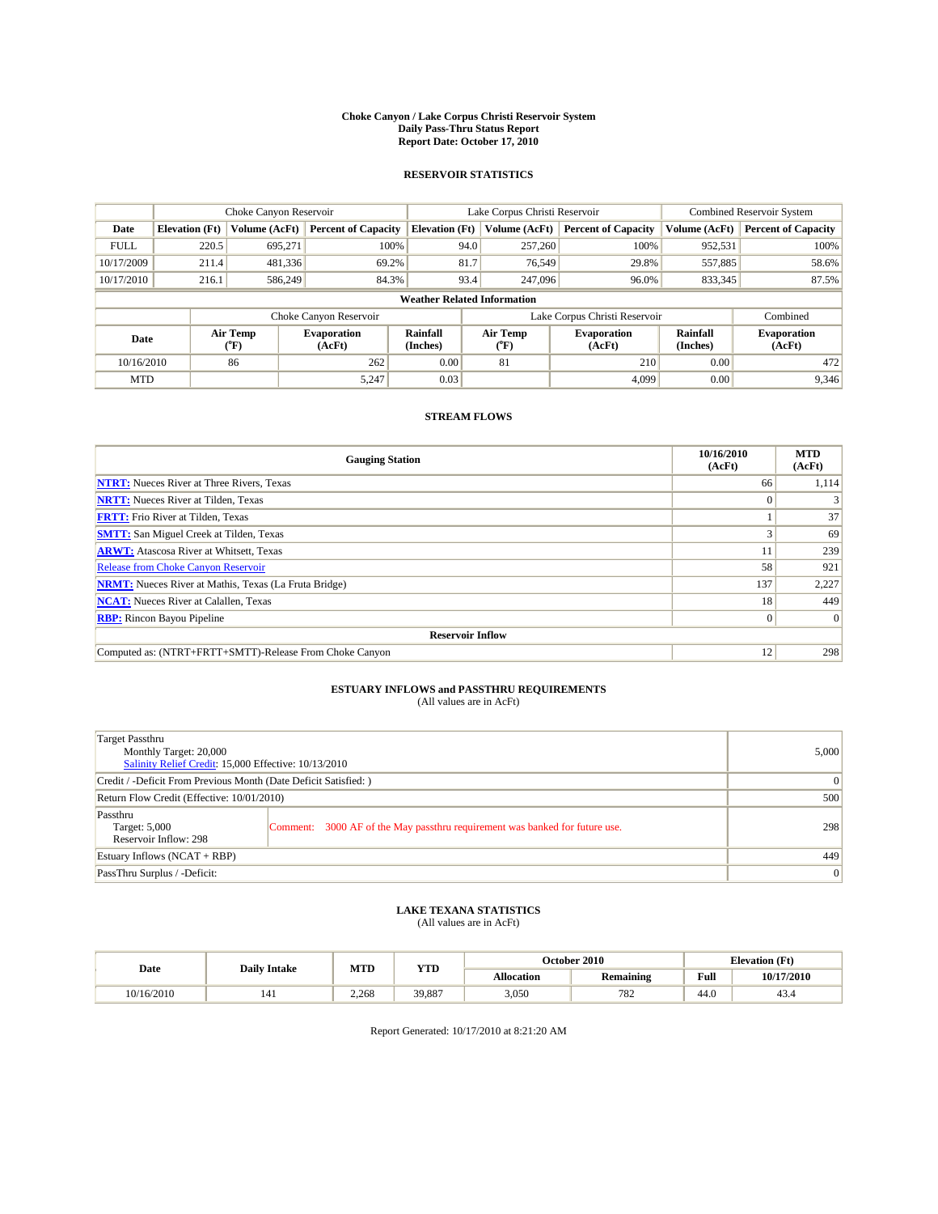# Choke Canyon / Lake Corpus Christi Reservoir System
## Daily Pass-Thru Status Report
## Report Date: October 17, 2010

### RESERVOIR STATISTICS

| | Choke Canyon Reservoir | | | Lake Corpus Christi Reservoir | | | Combined Reservoir System | |
|---|---|---|---|---|---|---|---|---|
| Date | Elevation (Ft) | Volume (AcFt) | Percent of Capacity | Elevation (Ft) | Volume (AcFt) | Percent of Capacity | Volume (AcFt) | Percent of Capacity |
| FULL | 220.5 | 695,271 | 100% | 94.0 | 257,260 | 100% | 952,531 | 100% |
| 10/17/2009 | 211.4 | 481,336 | 69.2% | 81.7 | 76,549 | 29.8% | 557,885 | 58.6% |
| 10/17/2010 | 216.1 | 586,249 | 84.3% | 93.4 | 247,096 | 96.0% | 833,345 | 87.5% |

**Weather Related Information**

| | Choke Canyon Reservoir | | | Lake Corpus Christi Reservoir | | | Combined |
|---|---|---|---|---|---|---|---|
| Date | Air Temp (°F) | Evaporation (AcFt) | Rainfall (Inches) | Air Temp (°F) | Evaporation (AcFt) | Rainfall (Inches) | Evaporation (AcFt) |
| 10/16/2010 | 86 | 262 | 0.00 | 81 | 210 | 0.00 | 472 |
| MTD | | 5,247 | 0.03 | | 4,099 | 0.00 | 9,346 |

### STREAM FLOWS

| Gauging Station | 10/16/2010 (AcFt) | MTD (AcFt) |
|---|---|---|
| NTRT: Nueces River at Three Rivers, Texas | 66 | 1,114 |
| NRTT: Nueces River at Tilden, Texas | 0 | 3 |
| FRTT: Frio River at Tilden, Texas | 1 | 37 |
| SMTT: San Miguel Creek at Tilden, Texas | 3 | 69 |
| ARWT: Atascosa River at Whitsett, Texas | 11 | 239 |
| Release from Choke Canyon Reservoir | 58 | 921 |
| NRMT: Nueces River at Mathis, Texas (La Fruta Bridge) | 137 | 2,227 |
| NCAT: Nueces River at Calallen, Texas | 18 | 449 |
| RBP: Rincon Bayou Pipeline | 0 | 0 |
| **Reservoir Inflow** | | |
| Computed as: (NTRT+FRTT+SMTT)-Release From Choke Canyon | 12 | 298 |

### ESTUARY INFLOWS and PASSTHRU REQUIREMENTS
(All values are in AcFt)

| | | |
|---|---|---|
| Target Passthru<br>Monthly Target: 20,000<br>Salinity Relief Credit: 15,000 Effective: 10/13/2010 | | 5,000 |
| Credit / -Deficit From Previous Month (Date Deficit Satisfied: ) | | 0 |
| Return Flow Credit (Effective: 10/01/2010) | | 500 |
| Passthru<br>Target: 5,000<br>Reservoir Inflow: 298 | Comment: 3000 AF of the May passthru requirement was banked for future use. | 298 |
| Estuary Inflows (NCAT + RBP) | | 449 |
| PassThru Surplus / -Deficit: | | 0 |

### LAKE TEXANA STATISTICS
(All values are in AcFt)

| Date | Daily Intake | MTD | YTD | October 2010 | | Elevation (Ft) | |
|---|---|---|---|---|---|---|---|
| | | | | Allocation | Remaining | Full | 10/17/2010 |
| 10/16/2010 | 141 | 2,268 | 39,887 | 3,050 | 782 | 44.0 | 43.4 |

Report Generated: 10/17/2010 at 8:21:20 AM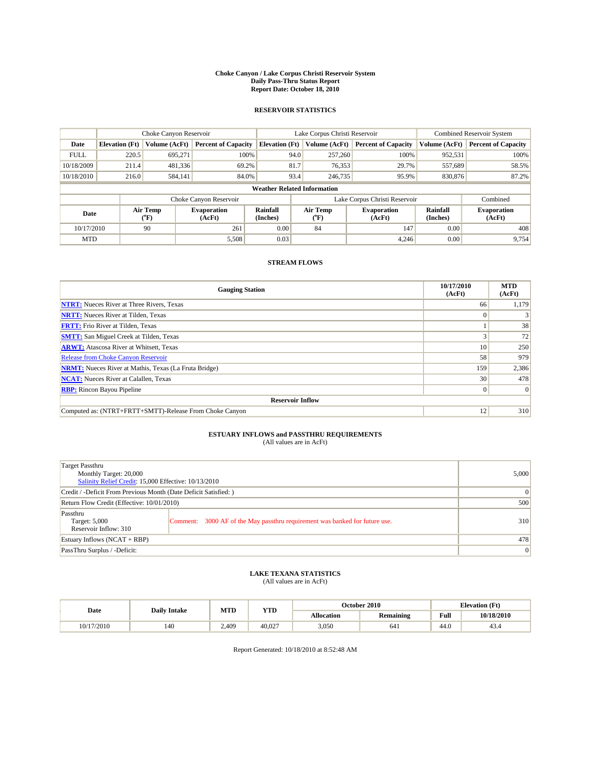# Choke Canyon / Lake Corpus Christi Reservoir System
## Daily Pass-Thru Status Report
## Report Date: October 18, 2010

### RESERVOIR STATISTICS

| | Choke Canyon Reservoir | | | Lake Corpus Christi Reservoir | | | Combined Reservoir System | |
|---|---|---|---|---|---|---|---|---|
| Date | Elevation (Ft) | Volume (AcFt) | Percent of Capacity | Elevation (Ft) | Volume (AcFt) | Percent of Capacity | Volume (AcFt) | Percent of Capacity |
| FULL | 220.5 | 695,271 | 100% | 94.0 | 257,260 | 100% | 952,531 | 100% |
| 10/18/2009 | 211.4 | 481,336 | 69.2% | 81.7 | 76,353 | 29.7% | 557,689 | 58.5% |
| 10/18/2010 | 216.0 | 584,141 | 84.0% | 93.4 | 246,735 | 95.9% | 830,876 | 87.2% |

**Weather Related Information**

| | Choke Canyon Reservoir | | | Lake Corpus Christi Reservoir | | | Combined |
|---|---|---|---|---|---|---|---|
| Date | Air Temp (°F) | Evaporation (AcFt) | Rainfall (Inches) | Air Temp (°F) | Evaporation (AcFt) | Rainfall (Inches) | Evaporation (AcFt) |
| 10/17/2010 | 90 | 261 | 0.00 | 84 | 147 | 0.00 | 408 |
| MTD | | 5,508 | 0.03 | | 4,246 | 0.00 | 9,754 |

### STREAM FLOWS

| Gauging Station | 10/17/2010 (AcFt) | MTD (AcFt) |
|---|---|---|
| NTRT: Nueces River at Three Rivers, Texas | 66 | 1,179 |
| NRTT: Nueces River at Tilden, Texas | 0 | 3 |
| FRTT: Frio River at Tilden, Texas | 1 | 38 |
| SMTT: San Miguel Creek at Tilden, Texas | 3 | 72 |
| ARWT: Atascosa River at Whitsett, Texas | 10 | 250 |
| Release from Choke Canyon Reservoir | 58 | 979 |
| NRMT: Nueces River at Mathis, Texas (La Fruta Bridge) | 159 | 2,386 |
| NCAT: Nueces River at Calallen, Texas | 30 | 478 |
| RBP: Rincon Bayou Pipeline | 0 | 0 |
| **Reservoir Inflow** | | |
| Computed as: (NTRT+FRTT+SMTT)-Release From Choke Canyon | 12 | 310 |

### ESTUARY INFLOWS and PASSTHRU REQUIREMENTS
(All values are in AcFt)

| | | |
|---|---|---|
| Target Passthru<br>Monthly Target: 20,000<br>Salinity Relief Credit: 15,000 Effective: 10/13/2010 | | 5,000 |
| Credit / -Deficit From Previous Month (Date Deficit Satisfied: ) | | 0 |
| Return Flow Credit (Effective: 10/01/2010) | | 500 |
| Passthru<br>Target: 5,000<br>Reservoir Inflow: 310 | Comment: 3000 AF of the May passthru requirement was banked for future use. | 310 |
| Estuary Inflows (NCAT + RBP) | | 478 |
| PassThru Surplus / -Deficit: | | 0 |

### LAKE TEXANA STATISTICS
(All values are in AcFt)

| Date | Daily Intake | MTD | YTD | October 2010 | | Elevation (Ft) | |
|---|---|---|---|---|---|---|---|
| | | | | Allocation | Remaining | Full | 10/18/2010 |
| 10/17/2010 | 140 | 2,409 | 40,027 | 3,050 | 641 | 44.0 | 43.4 |

Report Generated: 10/18/2010 at 8:52:48 AM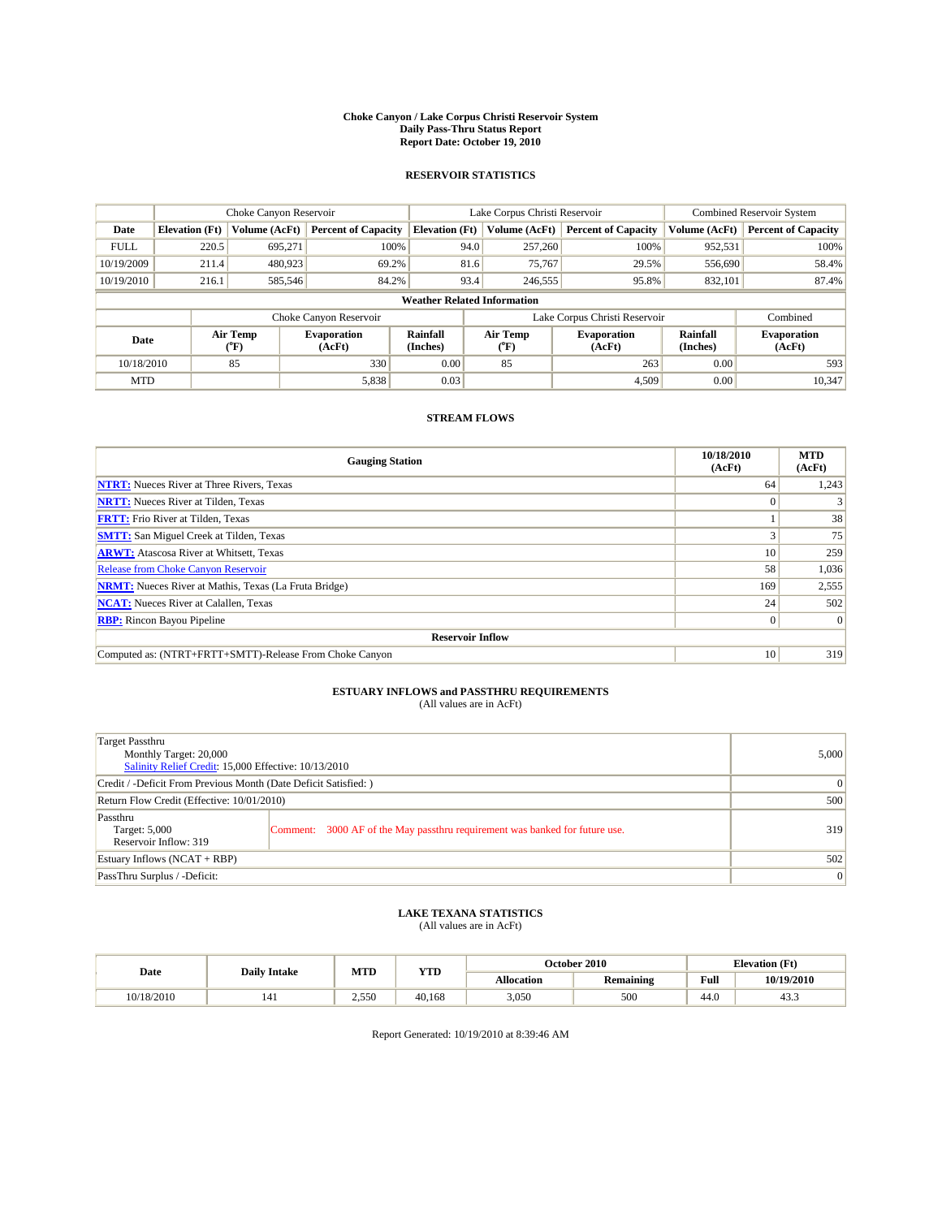# Choke Canyon / Lake Corpus Christi Reservoir System
## Daily Pass-Thru Status Report
## Report Date: October 19, 2010

### RESERVOIR STATISTICS

| | Choke Canyon Reservoir | | | Lake Corpus Christi Reservoir | | | Combined Reservoir System | |
|---|---|---|---|---|---|---|---|---|
| Date | Elevation (Ft) | Volume (AcFt) | Percent of Capacity | Elevation (Ft) | Volume (AcFt) | Percent of Capacity | Volume (AcFt) | Percent of Capacity |
| FULL | 220.5 | 695,271 | 100% | 94.0 | 257,260 | 100% | 952,531 | 100% |
| 10/19/2009 | 211.4 | 480,923 | 69.2% | 81.6 | 75,767 | 29.5% | 556,690 | 58.4% |
| 10/19/2010 | 216.1 | 585,546 | 84.2% | 93.4 | 246,555 | 95.8% | 832,101 | 87.4% |

**Weather Related Information**

| | Choke Canyon Reservoir | | | Lake Corpus Christi Reservoir | | | Combined |
|---|---|---|---|---|---|---|---|
| Date | Air Temp (°F) | Evaporation (AcFt) | Rainfall (Inches) | Air Temp (°F) | Evaporation (AcFt) | Rainfall (Inches) | Evaporation (AcFt) |
| 10/18/2010 | 85 | 330 | 0.00 | 85 | 263 | 0.00 | 593 |
| MTD | | 5,838 | 0.03 | | 4,509 | 0.00 | 10,347 |

### STREAM FLOWS

| Gauging Station | 10/18/2010 (AcFt) | MTD (AcFt) |
|---|---|---|
| NTRT: Nueces River at Three Rivers, Texas | 64 | 1,243 |
| NRTT: Nueces River at Tilden, Texas | 0 | 3 |
| FRTT: Frio River at Tilden, Texas | 1 | 38 |
| SMTT: San Miguel Creek at Tilden, Texas | 3 | 75 |
| ARWT: Atascosa River at Whitsett, Texas | 10 | 259 |
| Release from Choke Canyon Reservoir | 58 | 1,036 |
| NRMT: Nueces River at Mathis, Texas (La Fruta Bridge) | 169 | 2,555 |
| NCAT: Nueces River at Calallen, Texas | 24 | 502 |
| RBP: Rincon Bayou Pipeline | 0 | 0 |
| **Reservoir Inflow** | | |
| Computed as: (NTRT+FRTT+SMTT)-Release From Choke Canyon | 10 | 319 |

### ESTUARY INFLOWS and PASSTHRU REQUIREMENTS
(All values are in AcFt)

| | | |
|---|---|---|
| Target Passthru<br>Monthly Target: 20,000<br>Salinity Relief Credit: 15,000 Effective: 10/13/2010 | | 5,000 |
| Credit / -Deficit From Previous Month (Date Deficit Satisfied: ) | | 0 |
| Return Flow Credit (Effective: 10/01/2010) | | 500 |
| Passthru<br>Target: 5,000<br>Reservoir Inflow: 319 | Comment: 3000 AF of the May passthru requirement was banked for future use. | 319 |
| Estuary Inflows (NCAT + RBP) | | 502 |
| PassThru Surplus / -Deficit: | | 0 |

### LAKE TEXANA STATISTICS
(All values are in AcFt)

| Date | Daily Intake | MTD | YTD | October 2010 | | Elevation (Ft) | |
|---|---|---|---|---|---|---|---|
| | | | | Allocation | Remaining | Full | 10/19/2010 |
| 10/18/2010 | 141 | 2,550 | 40,168 | 3,050 | 500 | 44.0 | 43.3 |

Report Generated: 10/19/2010 at 8:39:46 AM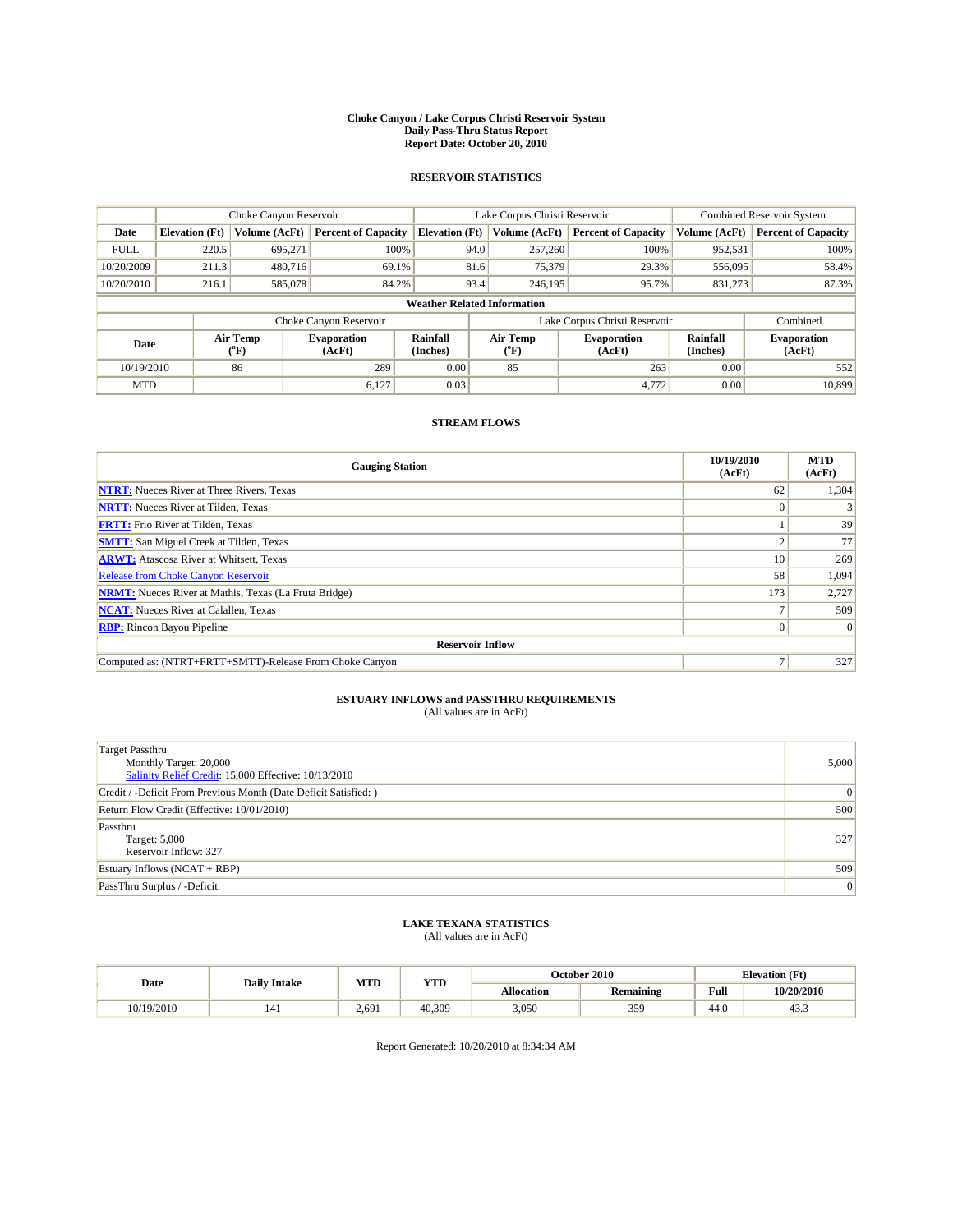# Choke Canyon / Lake Corpus Christi Reservoir System
## Daily Pass-Thru Status Report
## Report Date: October 20, 2010

### RESERVOIR STATISTICS

| | Choke Canyon Reservoir | | | Lake Corpus Christi Reservoir | | | Combined Reservoir System | |
|---|---|---|---|---|---|---|---|---|
| Date | Elevation (Ft) | Volume (AcFt) | Percent of Capacity | Elevation (Ft) | Volume (AcFt) | Percent of Capacity | Volume (AcFt) | Percent of Capacity |
| FULL | 220.5 | 695,271 | 100% | 94.0 | 257,260 | 100% | 952,531 | 100% |
| 10/20/2009 | 211.3 | 480,716 | 69.1% | 81.6 | 75,379 | 29.3% | 556,095 | 58.4% |
| 10/20/2010 | 216.1 | 585,078 | 84.2% | 93.4 | 246,195 | 95.7% | 831,273 | 87.3% |

**Weather Related Information**

| | Choke Canyon Reservoir | | | Lake Corpus Christi Reservoir | | | Combined |
|---|---|---|---|---|---|---|---|
| Date | Air Temp (°F) | Evaporation (AcFt) | Rainfall (Inches) | Air Temp (°F) | Evaporation (AcFt) | Rainfall (Inches) | Evaporation (AcFt) |
| 10/19/2010 | 86 | 289 | 0.00 | 85 | 263 | 0.00 | 552 |
| MTD | | 6,127 | 0.03 | | 4,772 | 0.00 | 10,899 |

### STREAM FLOWS

| Gauging Station | 10/19/2010 (AcFt) | MTD (AcFt) |
|---|---|---|
| NTRT: Nueces River at Three Rivers, Texas | 62 | 1,304 |
| NRTT: Nueces River at Tilden, Texas | 0 | 3 |
| FRTT: Frio River at Tilden, Texas | 1 | 39 |
| SMTT: San Miguel Creek at Tilden, Texas | 2 | 77 |
| ARWT: Atascosa River at Whitsett, Texas | 10 | 269 |
| Release from Choke Canyon Reservoir | 58 | 1,094 |
| NRMT: Nueces River at Mathis, Texas (La Fruta Bridge) | 173 | 2,727 |
| NCAT: Nueces River at Calallen, Texas | 7 | 509 |
| RBP: Rincon Bayou Pipeline | 0 | 0 |
| **Reservoir Inflow** | | |
| Computed as: (NTRT+FRTT+SMTT)-Release From Choke Canyon | 7 | 327 |

### ESTUARY INFLOWS and PASSTHRU REQUIREMENTS
(All values are in AcFt)

| | |
|---|---|
| Target Passthru<br>Monthly Target: 20,000<br>Salinity Relief Credit: 15,000 Effective: 10/13/2010 | 5,000 |
| Credit / -Deficit From Previous Month (Date Deficit Satisfied: ) | 0 |
| Return Flow Credit (Effective: 10/01/2010) | 500 |
| Passthru<br>Target: 5,000<br>Reservoir Inflow: 327 | 327 |
| Estuary Inflows (NCAT + RBP) | 509 |
| PassThru Surplus / -Deficit: | 0 |

### LAKE TEXANA STATISTICS
(All values are in AcFt)

| Date | Daily Intake | MTD | YTD | October 2010 | | Elevation (Ft) | |
|---|---|---|---|---|---|---|---|
| | | | | Allocation | Remaining | Full | 10/20/2010 |
| 10/19/2010 | 141 | 2,691 | 40,309 | 3,050 | 359 | 44.0 | 43.3 |

Report Generated: 10/20/2010 at 8:34:34 AM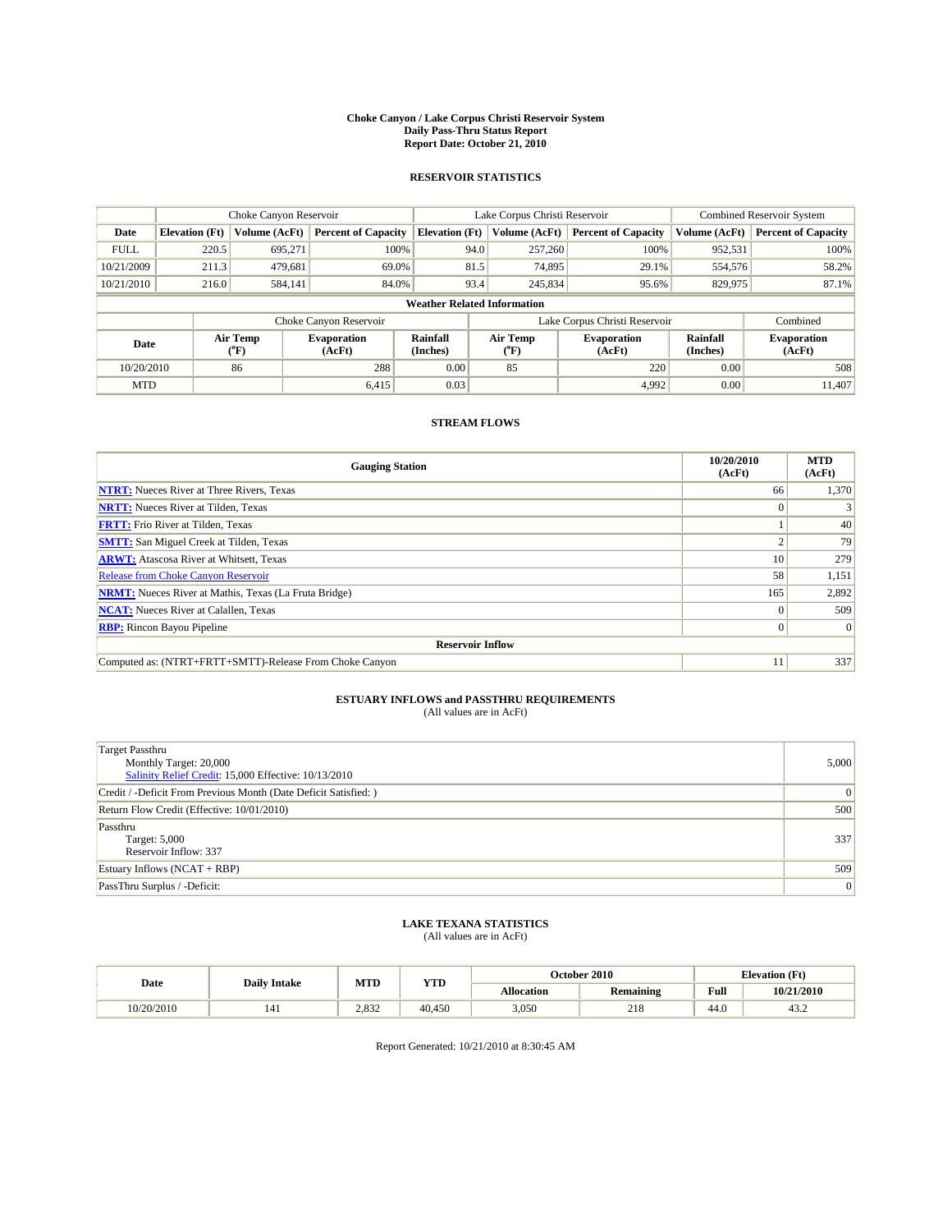# Choke Canyon / Lake Corpus Christi Reservoir System
## Daily Pass-Thru Status Report
## Report Date: October 21, 2010

### RESERVOIR STATISTICS

| | Choke Canyon Reservoir | | | Lake Corpus Christi Reservoir | | | Combined Reservoir System | |
|---|---|---|---|---|---|---|---|---|
| **Date** | **Elevation (Ft)** | **Volume (AcFt)** | **Percent of Capacity** | **Elevation (Ft)** | **Volume (AcFt)** | **Percent of Capacity** | **Volume (AcFt)** | **Percent of Capacity** |
| FULL | 220.5 | 695,271 | 100% | 94.0 | 257,260 | 100% | 952,531 | 100% |
| 10/21/2009 | 211.3 | 479,681 | 69.0% | 81.5 | 74,895 | 29.1% | 554,576 | 58.2% |
| 10/21/2010 | 216.0 | 584,141 | 84.0% | 93.4 | 245,834 | 95.6% | 829,975 | 87.1% |

**Weather Related Information**

| | Choke Canyon Reservoir | | | Lake Corpus Christi Reservoir | | | Combined |
|---|---|---|---|---|---|---|---|
| **Date** | **Air Temp (°F)** | **Evaporation (AcFt)** | **Rainfall (Inches)** | **Air Temp (°F)** | **Evaporation (AcFt)** | **Rainfall (Inches)** | **Evaporation (AcFt)** |
| 10/20/2010 | 86 | 288 | 0.00 | 85 | 220 | 0.00 | 508 |
| MTD | | 6,415 | 0.03 | | 4,992 | 0.00 | 11,407 |

### STREAM FLOWS

| Gauging Station | 10/20/2010 (AcFt) | MTD (AcFt) |
|---|---|---|
| **NTRT:** Nueces River at Three Rivers, Texas | 66 | 1,370 |
| **NRTT:** Nueces River at Tilden, Texas | 0 | 3 |
| **FRTT:** Frio River at Tilden, Texas | 1 | 40 |
| **SMTT:** San Miguel Creek at Tilden, Texas | 2 | 79 |
| **ARWT:** Atascosa River at Whitsett, Texas | 10 | 279 |
| Release from Choke Canyon Reservoir | 58 | 1,151 |
| **NRMT:** Nueces River at Mathis, Texas (La Fruta Bridge) | 165 | 2,892 |
| **NCAT:** Nueces River at Calallen, Texas | 0 | 509 |
| **RBP:** Rincon Bayou Pipeline | 0 | 0 |
| **Reservoir Inflow** | | |
| Computed as: (NTRT+FRTT+SMTT)-Release From Choke Canyon | 11 | 337 |

### ESTUARY INFLOWS and PASSTHRU REQUIREMENTS
(All values are in AcFt)

| | |
|---|---|
| Target Passthru<br>Monthly Target: 20,000<br>Salinity Relief Credit: 15,000 Effective: 10/13/2010 | 5,000 |
| Credit / -Deficit From Previous Month (Date Deficit Satisfied: ) | 0 |
| Return Flow Credit (Effective: 10/01/2010) | 500 |
| Passthru<br>Target: 5,000<br>Reservoir Inflow: 337 | 337 |
| Estuary Inflows (NCAT + RBP) | 509 |
| PassThru Surplus / -Deficit: | 0 |

### LAKE TEXANA STATISTICS
(All values are in AcFt)

| Date | Daily Intake | MTD | YTD | October 2010 | | Elevation (Ft) | |
|---|---|---|---|---|---|---|---|
| | | | | **Allocation** | **Remaining** | **Full** | **10/21/2010** |
| 10/20/2010 | 141 | 2,832 | 40,450 | 3,050 | 218 | 44.0 | 43.2 |

Report Generated: 10/21/2010 at 8:30:45 AM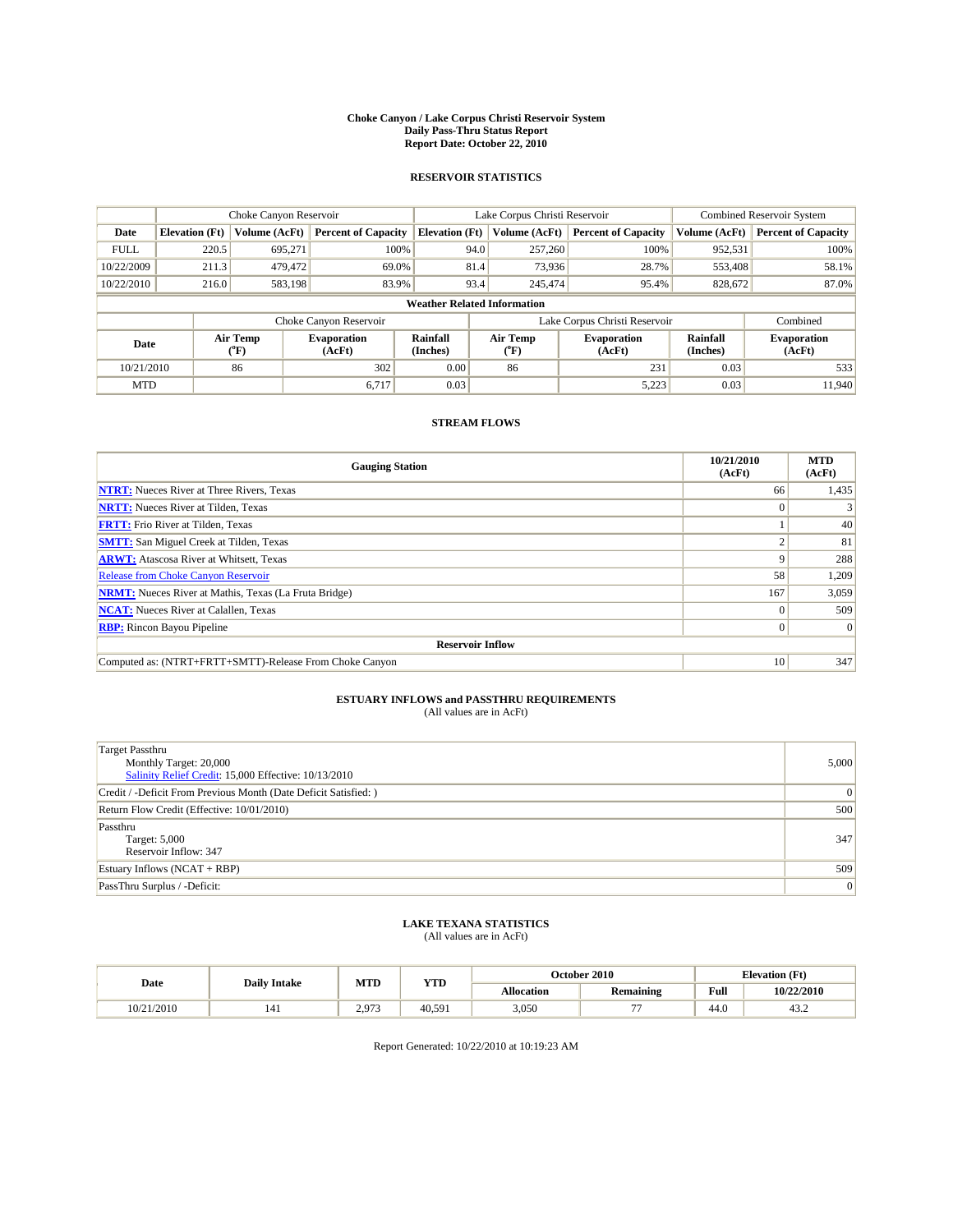# Choke Canyon / Lake Corpus Christi Reservoir System
## Daily Pass-Thru Status Report
## Report Date: October 22, 2010

### RESERVOIR STATISTICS

| | Choke Canyon Reservoir | | | Lake Corpus Christi Reservoir | | | Combined Reservoir System | |
|---|---|---|---|---|---|---|---|---|
| Date | Elevation (Ft) | Volume (AcFt) | Percent of Capacity | Elevation (Ft) | Volume (AcFt) | Percent of Capacity | Volume (AcFt) | Percent of Capacity |
| FULL | 220.5 | 695,271 | 100% | 94.0 | 257,260 | 100% | 952,531 | 100% |
| 10/22/2009 | 211.3 | 479,472 | 69.0% | 81.4 | 73,936 | 28.7% | 553,408 | 58.1% |
| 10/22/2010 | 216.0 | 583,198 | 83.9% | 93.4 | 245,474 | 95.4% | 828,672 | 87.0% |

**Weather Related Information**

| | Choke Canyon Reservoir | | | Lake Corpus Christi Reservoir | | | Combined |
|---|---|---|---|---|---|---|---|
| Date | Air Temp (°F) | Evaporation (AcFt) | Rainfall (Inches) | Air Temp (°F) | Evaporation (AcFt) | Rainfall (Inches) | Evaporation (AcFt) |
| 10/21/2010 | 86 | 302 | 0.00 | 86 | 231 | 0.03 | 533 |
| MTD | | 6,717 | 0.03 | | 5,223 | 0.03 | 11,940 |

### STREAM FLOWS

| Gauging Station | 10/21/2010 (AcFt) | MTD (AcFt) |
|---|---|---|
| **NTRT:** Nueces River at Three Rivers, Texas | 66 | 1,435 |
| **NRTT:** Nueces River at Tilden, Texas | 0 | 3 |
| **FRTT:** Frio River at Tilden, Texas | 1 | 40 |
| **SMTT:** San Miguel Creek at Tilden, Texas | 2 | 81 |
| **ARWT:** Atascosa River at Whitsett, Texas | 9 | 288 |
| Release from Choke Canyon Reservoir | 58 | 1,209 |
| **NRMT:** Nueces River at Mathis, Texas (La Fruta Bridge) | 167 | 3,059 |
| **NCAT:** Nueces River at Calallen, Texas | 0 | 509 |
| **RBP:** Rincon Bayou Pipeline | 0 | 0 |
| **Reservoir Inflow** | | |
| Computed as: (NTRT+FRTT+SMTT)-Release From Choke Canyon | 10 | 347 |

### ESTUARY INFLOWS and PASSTHRU REQUIREMENTS
(All values are in AcFt)

| | |
|---|---|
| Target Passthru<br>Monthly Target: 20,000<br>Salinity Relief Credit: 15,000 Effective: 10/13/2010 | 5,000 |
| Credit / -Deficit From Previous Month (Date Deficit Satisfied: ) | 0 |
| Return Flow Credit (Effective: 10/01/2010) | 500 |
| Passthru<br>Target: 5,000<br>Reservoir Inflow: 347 | 347 |
| Estuary Inflows (NCAT + RBP) | 509 |
| PassThru Surplus / -Deficit: | 0 |

### LAKE TEXANA STATISTICS
(All values are in AcFt)

| Date | Daily Intake | MTD | YTD | October 2010 | | Elevation (Ft) | |
|---|---|---|---|---|---|---|---|
| | | | | Allocation | Remaining | Full | 10/22/2010 |
| 10/21/2010 | 141 | 2,973 | 40,591 | 3,050 | 77 | 44.0 | 43.2 |

Report Generated: 10/22/2010 at 10:19:23 AM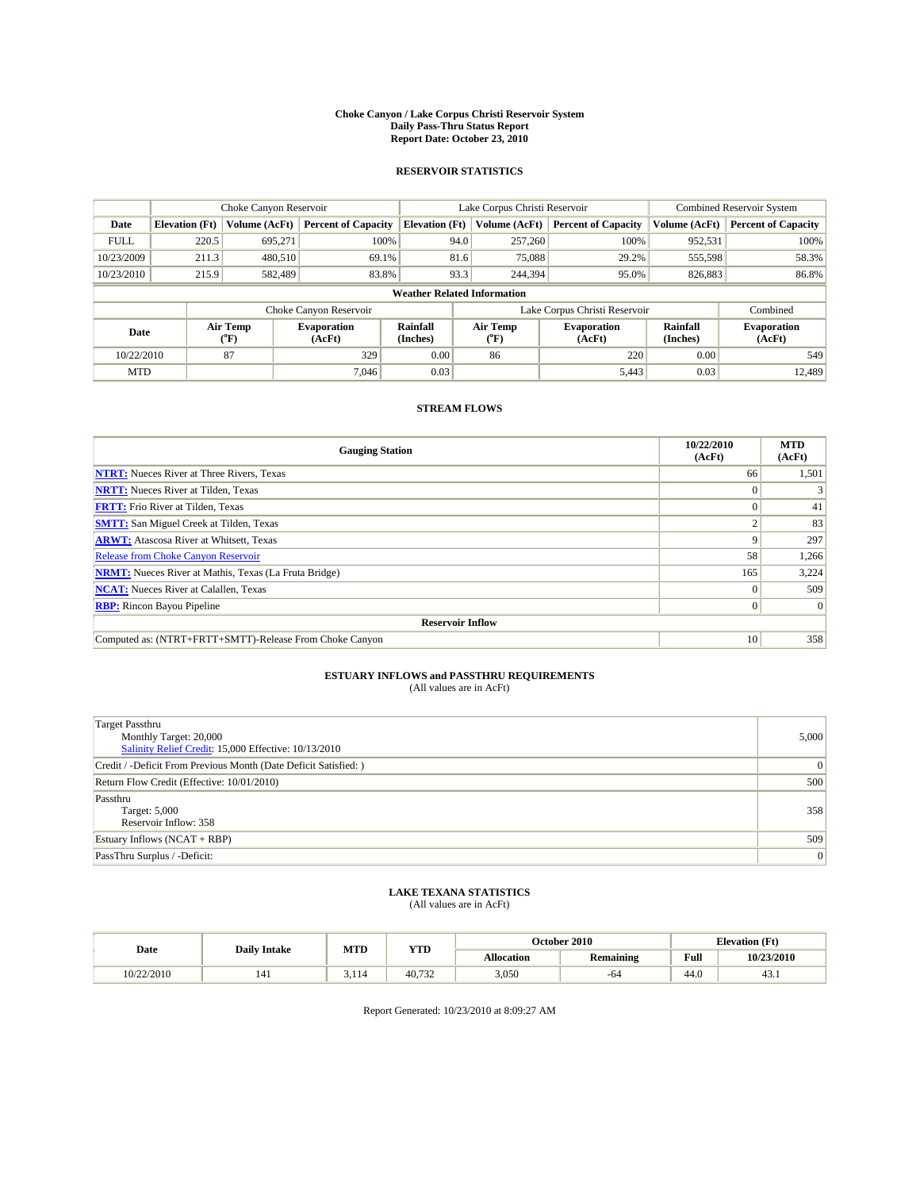# Choke Canyon / Lake Corpus Christi Reservoir System
## Daily Pass-Thru Status Report
## Report Date: October 23, 2010

### RESERVOIR STATISTICS

| | Choke Canyon Reservoir | | | Lake Corpus Christi Reservoir | | | Combined Reservoir System | |
|---|---|---|---|---|---|---|---|---|
| Date | Elevation (Ft) | Volume (AcFt) | Percent of Capacity | Elevation (Ft) | Volume (AcFt) | Percent of Capacity | Volume (AcFt) | Percent of Capacity |
| FULL | 220.5 | 695,271 | 100% | 94.0 | 257,260 | 100% | 952,531 | 100% |
| 10/23/2009 | 211.3 | 480,510 | 69.1% | 81.6 | 75,088 | 29.2% | 555,598 | 58.3% |
| 10/23/2010 | 215.9 | 582,489 | 83.8% | 93.3 | 244,394 | 95.0% | 826,883 | 86.8% |

**Weather Related Information**

| | Choke Canyon Reservoir | | | Lake Corpus Christi Reservoir | | | Combined |
|---|---|---|---|---|---|---|---|
| Date | Air Temp (°F) | Evaporation (AcFt) | Rainfall (Inches) | Air Temp (°F) | Evaporation (AcFt) | Rainfall (Inches) | Evaporation (AcFt) |
| 10/22/2010 | 87 | 329 | 0.00 | 86 | 220 | 0.00 | 549 |
| MTD | | 7,046 | 0.03 | | 5,443 | 0.03 | 12,489 |

### STREAM FLOWS

| Gauging Station | 10/22/2010 (AcFt) | MTD (AcFt) |
|---|---|---|
| NTRT: Nueces River at Three Rivers, Texas | 66 | 1,501 |
| NRTT: Nueces River at Tilden, Texas | 0 | 3 |
| FRTT: Frio River at Tilden, Texas | 0 | 41 |
| SMTT: San Miguel Creek at Tilden, Texas | 2 | 83 |
| ARWT: Atascosa River at Whitsett, Texas | 9 | 297 |
| Release from Choke Canyon Reservoir | 58 | 1,266 |
| NRMT: Nueces River at Mathis, Texas (La Fruta Bridge) | 165 | 3,224 |
| NCAT: Nueces River at Calallen, Texas | 0 | 509 |
| RBP: Rincon Bayou Pipeline | 0 | 0 |
| **Reservoir Inflow** | | |
| Computed as: (NTRT+FRTT+SMTT)-Release From Choke Canyon | 10 | 358 |

### ESTUARY INFLOWS and PASSTHRU REQUIREMENTS
(All values are in AcFt)

| | |
|---|---|
| Target Passthru<br>Monthly Target: 20,000<br>Salinity Relief Credit: 15,000 Effective: 10/13/2010 | 5,000 |
| Credit / -Deficit From Previous Month (Date Deficit Satisfied: ) | 0 |
| Return Flow Credit (Effective: 10/01/2010) | 500 |
| Passthru<br>Target: 5,000<br>Reservoir Inflow: 358 | 358 |
| Estuary Inflows (NCAT + RBP) | 509 |
| PassThru Surplus / -Deficit: | 0 |

### LAKE TEXANA STATISTICS
(All values are in AcFt)

| Date | Daily Intake | MTD | YTD | October 2010 | | Elevation (Ft) | |
|---|---|---|---|---|---|---|---|
| | | | | Allocation | Remaining | Full | 10/23/2010 |
| 10/22/2010 | 141 | 3,114 | 40,732 | 3,050 | -64 | 44.0 | 43.1 |

Report Generated: 10/23/2010 at 8:09:27 AM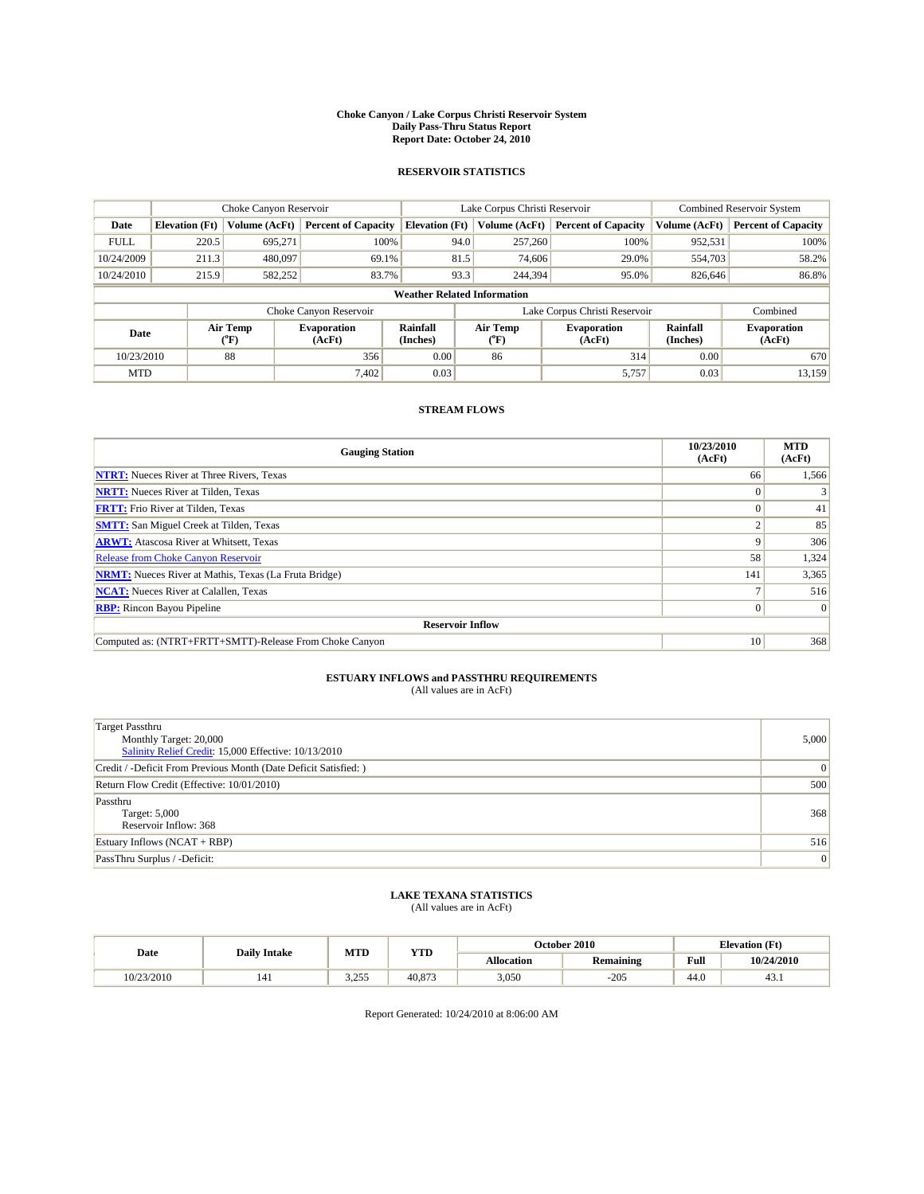# Choke Canyon / Lake Corpus Christi Reservoir System
## Daily Pass-Thru Status Report
## Report Date: October 24, 2010

### RESERVOIR STATISTICS

| | Choke Canyon Reservoir | | | Lake Corpus Christi Reservoir | | | Combined Reservoir System | |
|---|---|---|---|---|---|---|---|---|
| Date | Elevation (Ft) | Volume (AcFt) | Percent of Capacity | Elevation (Ft) | Volume (AcFt) | Percent of Capacity | Volume (AcFt) | Percent of Capacity |
| FULL | 220.5 | 695,271 | 100% | 94.0 | 257,260 | 100% | 952,531 | 100% |
| 10/24/2009 | 211.3 | 480,097 | 69.1% | 81.5 | 74,606 | 29.0% | 554,703 | 58.2% |
| 10/24/2010 | 215.9 | 582,252 | 83.7% | 93.3 | 244,394 | 95.0% | 826,646 | 86.8% |

**Weather Related Information**

| | Choke Canyon Reservoir | | | Lake Corpus Christi Reservoir | | | Combined |
|---|---|---|---|---|---|---|---|
| Date | Air Temp (°F) | Evaporation (AcFt) | Rainfall (Inches) | Air Temp (°F) | Evaporation (AcFt) | Rainfall (Inches) | Evaporation (AcFt) |
| 10/23/2010 | 88 | 356 | 0.00 | 86 | 314 | 0.00 | 670 |
| MTD | | 7,402 | 0.03 | | 5,757 | 0.03 | 13,159 |

### STREAM FLOWS

| Gauging Station | 10/23/2010 (AcFt) | MTD (AcFt) |
|---|---|---|
| **NTRT:** Nueces River at Three Rivers, Texas | 66 | 1,566 |
| **NRTT:** Nueces River at Tilden, Texas | 0 | 3 |
| **FRTT:** Frio River at Tilden, Texas | 0 | 41 |
| **SMTT:** San Miguel Creek at Tilden, Texas | 2 | 85 |
| **ARWT:** Atascosa River at Whitsett, Texas | 9 | 306 |
| Release from Choke Canyon Reservoir | 58 | 1,324 |
| **NRMT:** Nueces River at Mathis, Texas (La Fruta Bridge) | 141 | 3,365 |
| **NCAT:** Nueces River at Calallen, Texas | 7 | 516 |
| **RBP:** Rincon Bayou Pipeline | 0 | 0 |
| **Reservoir Inflow** | | |
| Computed as: (NTRT+FRTT+SMTT)-Release From Choke Canyon | 10 | 368 |

### ESTUARY INFLOWS and PASSTHRU REQUIREMENTS
(All values are in AcFt)

| | |
|---|---|
| Target Passthru<br>Monthly Target: 20,000<br>Salinity Relief Credit: 15,000 Effective: 10/13/2010 | 5,000 |
| Credit / -Deficit From Previous Month (Date Deficit Satisfied: ) | 0 |
| Return Flow Credit (Effective: 10/01/2010) | 500 |
| Passthru<br>Target: 5,000<br>Reservoir Inflow: 368 | 368 |
| Estuary Inflows (NCAT + RBP) | 516 |
| PassThru Surplus / -Deficit: | 0 |

### LAKE TEXANA STATISTICS
(All values are in AcFt)

| Date | Daily Intake | MTD | YTD | October 2010 | | Elevation (Ft) | |
|---|---|---|---|---|---|---|---|
| | | | | Allocation | Remaining | Full | 10/24/2010 |
| 10/23/2010 | 141 | 3,255 | 40,873 | 3,050 | -205 | 44.0 | 43.1 |

Report Generated: 10/24/2010 at 8:06:00 AM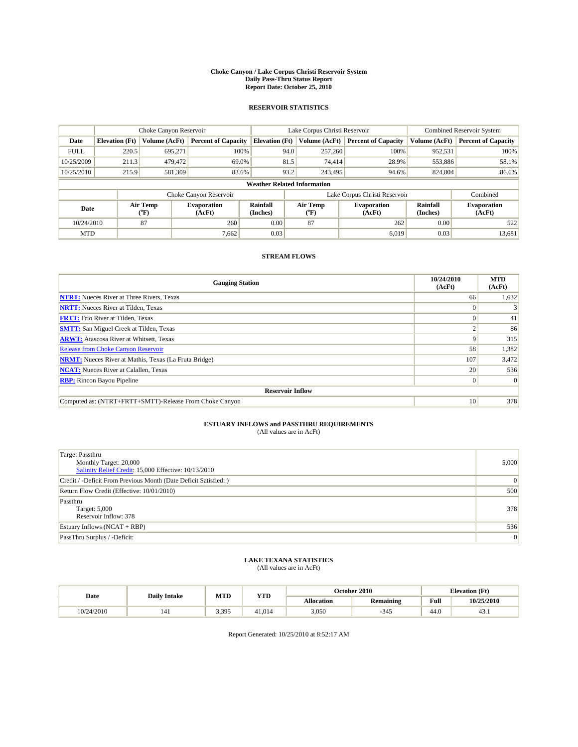# Choke Canyon / Lake Corpus Christi Reservoir System
## Daily Pass-Thru Status Report
## Report Date: October 25, 2010

### RESERVOIR STATISTICS

| | Choke Canyon Reservoir | | | Lake Corpus Christi Reservoir | | | Combined Reservoir System | |
|---|---|---|---|---|---|---|---|---|
| Date | Elevation (Ft) | Volume (AcFt) | Percent of Capacity | Elevation (Ft) | Volume (AcFt) | Percent of Capacity | Volume (AcFt) | Percent of Capacity |
| FULL | 220.5 | 695,271 | 100% | 94.0 | 257,260 | 100% | 952,531 | 100% |
| 10/25/2009 | 211.3 | 479,472 | 69.0% | 81.5 | 74,414 | 28.9% | 553,886 | 58.1% |
| 10/25/2010 | 215.9 | 581,309 | 83.6% | 93.2 | 243,495 | 94.6% | 824,804 | 86.6% |

**Weather Related Information**

| | Choke Canyon Reservoir | | | Lake Corpus Christi Reservoir | | | Combined |
|---|---|---|---|---|---|---|---|
| Date | Air Temp (°F) | Evaporation (AcFt) | Rainfall (Inches) | Air Temp (°F) | Evaporation (AcFt) | Rainfall (Inches) | Evaporation (AcFt) |
| 10/24/2010 | 87 | 260 | 0.00 | 87 | 262 | 0.00 | 522 |
| MTD | | 7,662 | 0.03 | | 6,019 | 0.03 | 13,681 |

### STREAM FLOWS

| Gauging Station | 10/24/2010 (AcFt) | MTD (AcFt) |
|---|---|---|
| NTRT: Nueces River at Three Rivers, Texas | 66 | 1,632 |
| NRTT: Nueces River at Tilden, Texas | 0 | 3 |
| FRTT: Frio River at Tilden, Texas | 0 | 41 |
| SMTT: San Miguel Creek at Tilden, Texas | 2 | 86 |
| ARWT: Atascosa River at Whitsett, Texas | 9 | 315 |
| Release from Choke Canyon Reservoir | 58 | 1,382 |
| NRMT: Nueces River at Mathis, Texas (La Fruta Bridge) | 107 | 3,472 |
| NCAT: Nueces River at Calallen, Texas | 20 | 536 |
| RBP: Rincon Bayou Pipeline | 0 | 0 |
| **Reservoir Inflow** | | |
| Computed as: (NTRT+FRTT+SMTT)-Release From Choke Canyon | 10 | 378 |

### ESTUARY INFLOWS and PASSTHRU REQUIREMENTS
(All values are in AcFt)

| | |
|---|---|
| Target Passthru<br>Monthly Target: 20,000<br>Salinity Relief Credit: 15,000 Effective: 10/13/2010 | 5,000 |
| Credit / -Deficit From Previous Month (Date Deficit Satisfied: ) | 0 |
| Return Flow Credit (Effective: 10/01/2010) | 500 |
| Passthru<br>Target: 5,000<br>Reservoir Inflow: 378 | 378 |
| Estuary Inflows (NCAT + RBP) | 536 |
| PassThru Surplus / -Deficit: | 0 |

### LAKE TEXANA STATISTICS
(All values are in AcFt)

| Date | Daily Intake | MTD | YTD | October 2010 | | Elevation (Ft) | |
|---|---|---|---|---|---|---|---|
| | | | | Allocation | Remaining | Full | 10/25/2010 |
| 10/24/2010 | 141 | 3,395 | 41,014 | 3,050 | -345 | 44.0 | 43.1 |

Report Generated: 10/25/2010 at 8:52:17 AM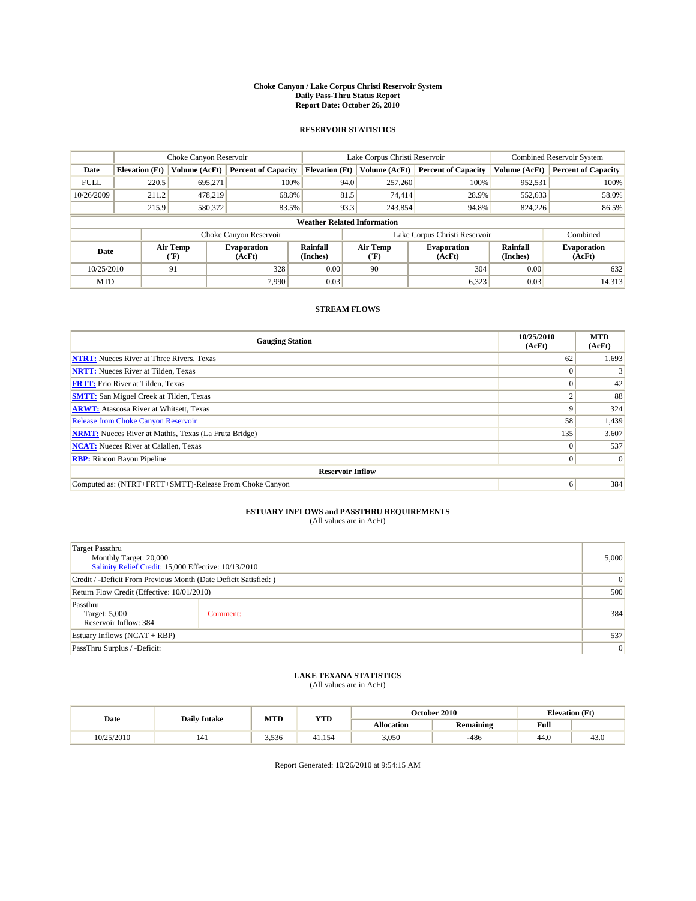# Choke Canyon / Lake Corpus Christi Reservoir System
## Daily Pass-Thru Status Report
### Report Date: October 26, 2010

## RESERVOIR STATISTICS

| | Choke Canyon Reservoir | | | Lake Corpus Christi Reservoir | | | Combined Reservoir System | |
|---|---|---|---|---|---|---|---|---|
| Date | Elevation (Ft) | Volume (AcFt) | Percent of Capacity | Elevation (Ft) | Volume (AcFt) | Percent of Capacity | Volume (AcFt) | Percent of Capacity |
| FULL | 220.5 | 695,271 | 100% | 94.0 | 257,260 | 100% | 952,531 | 100% |
| 10/26/2009 | 211.2 | 478,219 | 68.8% | 81.5 | 74,414 | 28.9% | 552,633 | 58.0% |
| | 215.9 | 580,372 | 83.5% | 93.3 | 243,854 | 94.8% | 824,226 | 86.5% |

**Weather Related Information**

| | Choke Canyon Reservoir | | | Lake Corpus Christi Reservoir | | | Combined |
|---|---|---|---|---|---|---|---|
| Date | Air Temp (°F) | Evaporation (AcFt) | Rainfall (Inches) | Air Temp (°F) | Evaporation (AcFt) | Rainfall (Inches) | Evaporation (AcFt) |
| 10/25/2010 | 91 | 328 | 0.00 | 90 | 304 | 0.00 | 632 |
| MTD | | 7,990 | 0.03 | | 6,323 | 0.03 | 14,313 |

## STREAM FLOWS

| Gauging Station | 10/25/2010 (AcFt) | MTD (AcFt) |
|---|---|---|
| **NTRT:** Nueces River at Three Rivers, Texas | 62 | 1,693 |
| **NRTT:** Nueces River at Tilden, Texas | 0 | 3 |
| **FRTT:** Frio River at Tilden, Texas | 0 | 42 |
| **SMTT:** San Miguel Creek at Tilden, Texas | 2 | 88 |
| **ARWT:** Atascosa River at Whitsett, Texas | 9 | 324 |
| Release from Choke Canyon Reservoir | 58 | 1,439 |
| **NRMT:** Nueces River at Mathis, Texas (La Fruta Bridge) | 135 | 3,607 |
| **NCAT:** Nueces River at Calallen, Texas | 0 | 537 |
| **RBP:** Rincon Bayou Pipeline | 0 | 0 |
| **Reservoir Inflow** | | |
| Computed as: (NTRT+FRTT+SMTT)-Release From Choke Canyon | 6 | 384 |

## ESTUARY INFLOWS and PASSTHRU REQUIREMENTS
(All values are in AcFt)

| | | |
|---|---|---|
| Target Passthru<br>Monthly Target: 20,000<br>Salinity Relief Credit: 15,000 Effective: 10/13/2010 | | 5,000 |
| Credit / -Deficit From Previous Month (Date Deficit Satisfied: ) | | 0 |
| Return Flow Credit (Effective: 10/01/2010) | | 500 |
| Passthru<br>Target: 5,000<br>Reservoir Inflow: 384 | Comment: | 384 |
| Estuary Inflows (NCAT + RBP) | | 537 |
| PassThru Surplus / -Deficit: | | 0 |

## LAKE TEXANA STATISTICS
(All values are in AcFt)

| Date | Daily Intake | MTD | YTD | October 2010 | | Elevation (Ft) | |
|---|---|---|---|---|---|---|---|
| | | | | Allocation | Remaining | Full | |
| 10/25/2010 | 141 | 3,536 | 41,154 | 3,050 | -486 | 44.0 | 43.0 |

Report Generated: 10/26/2010 at 9:54:15 AM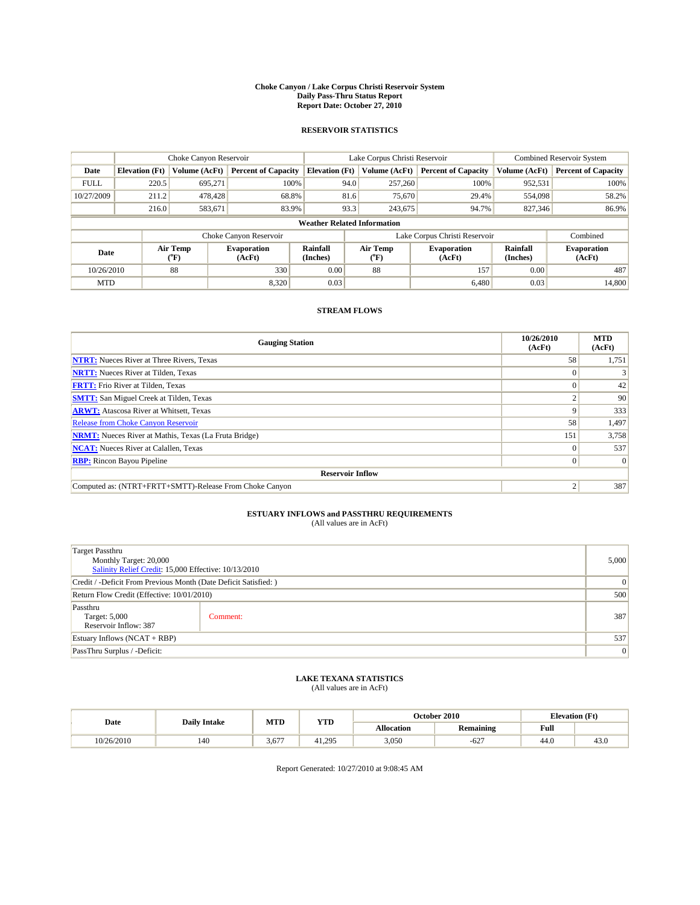# Choke Canyon / Lake Corpus Christi Reservoir System
## Daily Pass-Thru Status Report
## Report Date: October 27, 2010

### RESERVOIR STATISTICS

| | Choke Canyon Reservoir | | | Lake Corpus Christi Reservoir | | | Combined Reservoir System | |
|---|---|---|---|---|---|---|---|---|
| Date | Elevation (Ft) | Volume (AcFt) | Percent of Capacity | Elevation (Ft) | Volume (AcFt) | Percent of Capacity | Volume (AcFt) | Percent of Capacity |
| FULL | 220.5 | 695,271 | 100% | 94.0 | 257,260 | 100% | 952,531 | 100% |
| 10/27/2009 | 211.2 | 478,428 | 68.8% | 81.6 | 75,670 | 29.4% | 554,098 | 58.2% |
| | 216.0 | 583,671 | 83.9% | 93.3 | 243,675 | 94.7% | 827,346 | 86.9% |

**Weather Related Information**

| | Choke Canyon Reservoir | | | Lake Corpus Christi Reservoir | | | Combined |
|---|---|---|---|---|---|---|---|
| Date | Air Temp (°F) | Evaporation (AcFt) | Rainfall (Inches) | Air Temp (°F) | Evaporation (AcFt) | Rainfall (Inches) | Evaporation (AcFt) |
| 10/26/2010 | 88 | 330 | 0.00 | 88 | 157 | 0.00 | 487 |
| MTD | | 8,320 | 0.03 | | 6,480 | 0.03 | 14,800 |

### STREAM FLOWS

| Gauging Station | 10/26/2010 (AcFt) | MTD (AcFt) |
|---|---|---|
| **NTRT:** Nueces River at Three Rivers, Texas | 58 | 1,751 |
| **NRTT:** Nueces River at Tilden, Texas | 0 | 3 |
| **FRTT:** Frio River at Tilden, Texas | 0 | 42 |
| **SMTT:** San Miguel Creek at Tilden, Texas | 2 | 90 |
| **ARWT:** Atascosa River at Whitsett, Texas | 9 | 333 |
| Release from Choke Canyon Reservoir | 58 | 1,497 |
| **NRMT:** Nueces River at Mathis, Texas (La Fruta Bridge) | 151 | 3,758 |
| **NCAT:** Nueces River at Calallen, Texas | 0 | 537 |
| **RBP:** Rincon Bayou Pipeline | 0 | 0 |
| **Reservoir Inflow** | | |
| Computed as: (NTRT+FRTT+SMTT)-Release From Choke Canyon | 2 | 387 |

### ESTUARY INFLOWS and PASSTHRU REQUIREMENTS
(All values are in AcFt)

| | | |
|---|---|---|
| Target Passthru<br>Monthly Target: 20,000<br>Salinity Relief Credit: 15,000 Effective: 10/13/2010 | | 5,000 |
| Credit / -Deficit From Previous Month (Date Deficit Satisfied: ) | | 0 |
| Return Flow Credit (Effective: 10/01/2010) | | 500 |
| Passthru<br>Target: 5,000<br>Reservoir Inflow: 387 | Comment: | 387 |
| Estuary Inflows (NCAT + RBP) | | 537 |
| PassThru Surplus / -Deficit: | | 0 |

### LAKE TEXANA STATISTICS
(All values are in AcFt)

| Date | Daily Intake | MTD | YTD | October 2010 | | Elevation (Ft) | |
|---|---|---|---|---|---|---|---|
| | | | | Allocation | Remaining | Full | |
| 10/26/2010 | 140 | 3,677 | 41,295 | 3,050 | -627 | 44.0 | 43.0 |

Report Generated: 10/27/2010 at 9:08:45 AM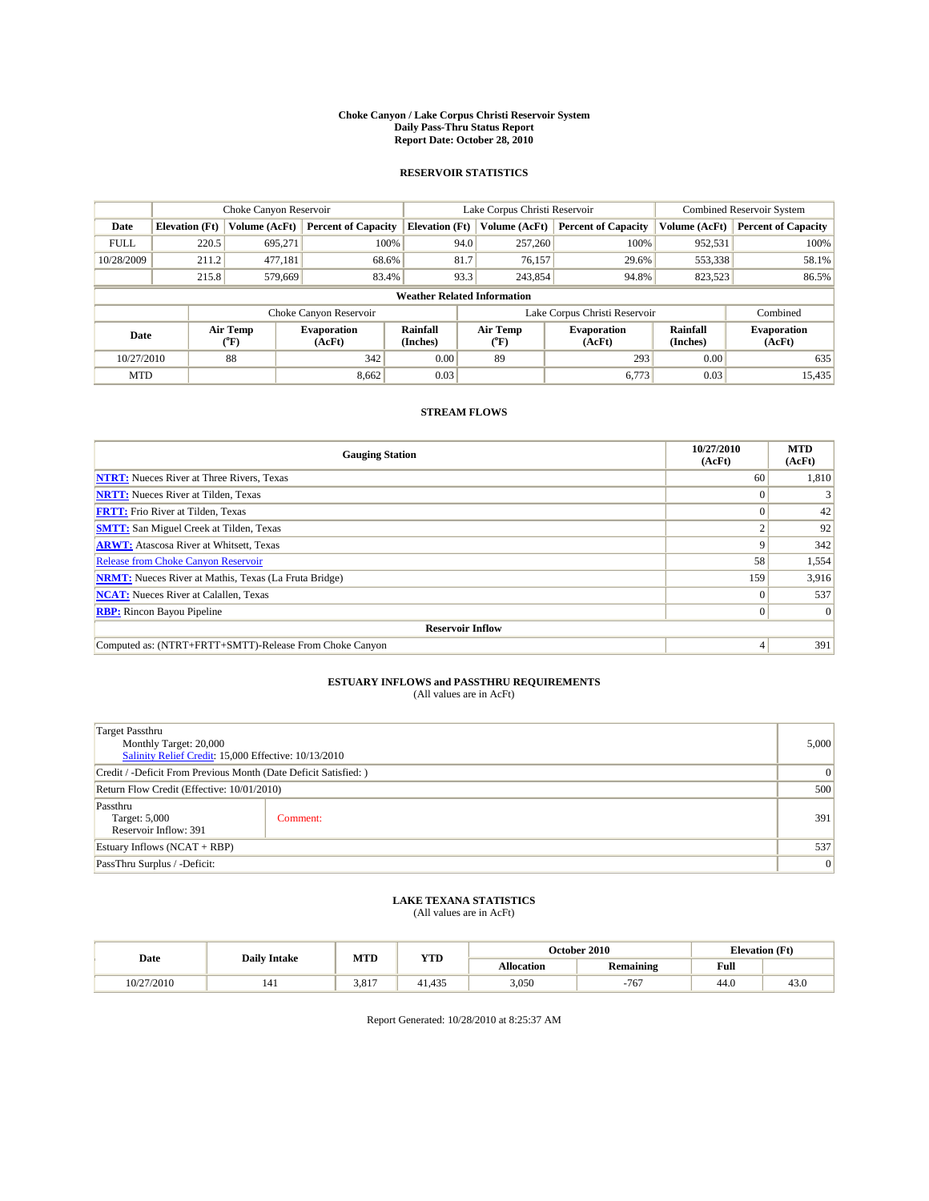**Choke Canyon / Lake Corpus Christi Reservoir System**
**Daily Pass-Thru Status Report**
**Report Date: October 28, 2010**

## RESERVOIR STATISTICS

| | Choke Canyon Reservoir | | | Lake Corpus Christi Reservoir | | | Combined Reservoir System | |
|---|---|---|---|---|---|---|---|---|
| **Date** | **Elevation (Ft)** | **Volume (AcFt)** | **Percent of Capacity** | **Elevation (Ft)** | **Volume (AcFt)** | **Percent of Capacity** | **Volume (AcFt)** | **Percent of Capacity** |
| FULL | 220.5 | 695,271 | 100% | 94.0 | 257,260 | 100% | 952,531 | 100% |
| 10/28/2009 | 211.2 | 477,181 | 68.6% | 81.7 | 76,157 | 29.6% | 553,338 | 58.1% |
| | 215.8 | 579,669 | 83.4% | 93.3 | 243,854 | 94.8% | 823,523 | 86.5% |

**Weather Related Information**

| | Choke Canyon Reservoir | | | Lake Corpus Christi Reservoir | | | Combined |
|---|---|---|---|---|---|---|---|
| **Date** | **Air Temp (°F)** | **Evaporation (AcFt)** | **Rainfall (Inches)** | **Air Temp (°F)** | **Evaporation (AcFt)** | **Rainfall (Inches)** | **Evaporation (AcFt)** |
| 10/27/2010 | 88 | 342 | 0.00 | 89 | 293 | 0.00 | 635 |
| MTD | | 8,662 | 0.03 | | 6,773 | 0.03 | 15,435 |

## STREAM FLOWS

| Gauging Station | 10/27/2010 (AcFt) | MTD (AcFt) |
|---|---|---|
| **NTRT:** Nueces River at Three Rivers, Texas | 60 | 1,810 |
| **NRTT:** Nueces River at Tilden, Texas | 0 | 3 |
| **FRTT:** Frio River at Tilden, Texas | 0 | 42 |
| **SMTT:** San Miguel Creek at Tilden, Texas | 2 | 92 |
| **ARWT:** Atascosa River at Whitsett, Texas | 9 | 342 |
| Release from Choke Canyon Reservoir | 58 | 1,554 |
| **NRMT:** Nueces River at Mathis, Texas (La Fruta Bridge) | 159 | 3,916 |
| **NCAT:** Nueces River at Calallen, Texas | 0 | 537 |
| **RBP:** Rincon Bayou Pipeline | 0 | 0 |
| **Reservoir Inflow** | | |
| Computed as: (NTRT+FRTT+SMTT)-Release From Choke Canyon | 4 | 391 |

## ESTUARY INFLOWS and PASSTHRU REQUIREMENTS
(All values are in AcFt)

| | | |
|---|---|---|
| Target Passthru<br>Monthly Target: 20,000<br>Salinity Relief Credit: 15,000 Effective: 10/13/2010 | | 5,000 |
| Credit / -Deficit From Previous Month (Date Deficit Satisfied: ) | | 0 |
| Return Flow Credit (Effective: 10/01/2010) | | 500 |
| Passthru<br>Target: 5,000<br>Reservoir Inflow: 391 | Comment: | 391 |
| Estuary Inflows (NCAT + RBP) | | 537 |
| PassThru Surplus / -Deficit: | | 0 |

## LAKE TEXANA STATISTICS
(All values are in AcFt)

| Date | Daily Intake | MTD | YTD | October 2010 | | Elevation (Ft) | |
|---|---|---|---|---|---|---|---|
| | | | | **Allocation** | **Remaining** | **Full** | |
| 10/27/2010 | 141 | 3,817 | 41,435 | 3,050 | -767 | 44.0 | 43.0 |

Report Generated: 10/28/2010 at 8:25:37 AM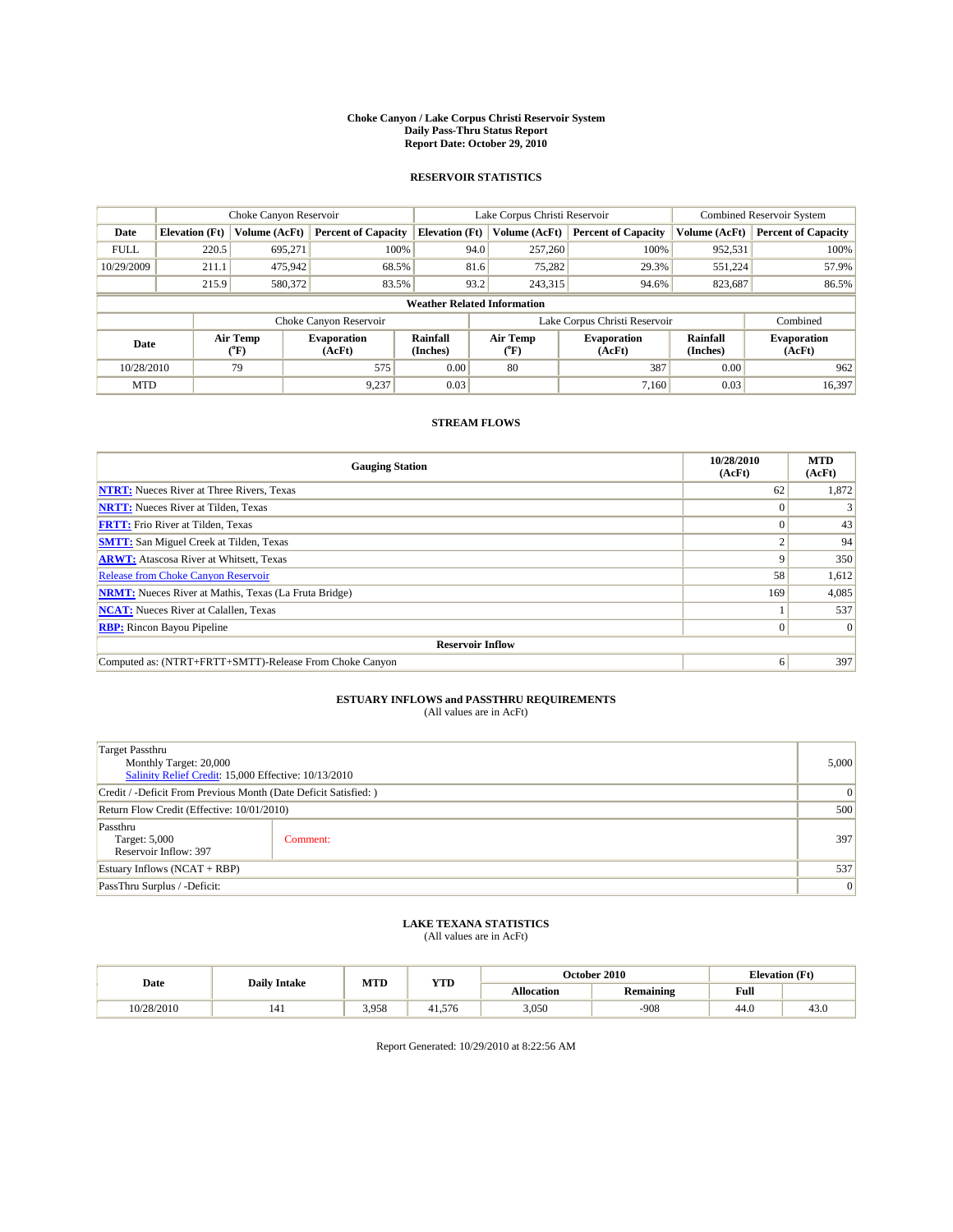**Choke Canyon / Lake Corpus Christi Reservoir System**
**Daily Pass-Thru Status Report**
**Report Date: October 29, 2010**

## RESERVOIR STATISTICS

| | Choke Canyon Reservoir | | | Lake Corpus Christi Reservoir | | | Combined Reservoir System | |
|---|---|---|---|---|---|---|---|---|
| **Date** | **Elevation (Ft)** | **Volume (AcFt)** | **Percent of Capacity** | **Elevation (Ft)** | **Volume (AcFt)** | **Percent of Capacity** | **Volume (AcFt)** | **Percent of Capacity** |
| FULL | 220.5 | 695,271 | 100% | 94.0 | 257,260 | 100% | 952,531 | 100% |
| 10/29/2009 | 211.1 | 475,942 | 68.5% | 81.6 | 75,282 | 29.3% | 551,224 | 57.9% |
| | 215.9 | 580,372 | 83.5% | 93.2 | 243,315 | 94.6% | 823,687 | 86.5% |

**Weather Related Information**

| | Choke Canyon Reservoir | | | Lake Corpus Christi Reservoir | | | Combined |
|---|---|---|---|---|---|---|---|
| **Date** | **Air Temp (°F)** | **Evaporation (AcFt)** | **Rainfall (Inches)** | **Air Temp (°F)** | **Evaporation (AcFt)** | **Rainfall (Inches)** | **Evaporation (AcFt)** |
| 10/28/2010 | 79 | 575 | 0.00 | 80 | 387 | 0.00 | 962 |
| MTD | | 9,237 | 0.03 | | 7,160 | 0.03 | 16,397 |

## STREAM FLOWS

| Gauging Station | 10/28/2010 (AcFt) | MTD (AcFt) |
|---|---|---|
| **NTRT:** Nueces River at Three Rivers, Texas | 62 | 1,872 |
| **NRTT:** Nueces River at Tilden, Texas | 0 | 3 |
| **FRTT:** Frio River at Tilden, Texas | 0 | 43 |
| **SMTT:** San Miguel Creek at Tilden, Texas | 2 | 94 |
| **ARWT:** Atascosa River at Whitsett, Texas | 9 | 350 |
| Release from Choke Canyon Reservoir | 58 | 1,612 |
| **NRMT:** Nueces River at Mathis, Texas (La Fruta Bridge) | 169 | 4,085 |
| **NCAT:** Nueces River at Calallen, Texas | 1 | 537 |
| **RBP:** Rincon Bayou Pipeline | 0 | 0 |
| **Reservoir Inflow** | | |
| Computed as: (NTRT+FRTT+SMTT)-Release From Choke Canyon | 6 | 397 |

## ESTUARY INFLOWS and PASSTHRU REQUIREMENTS

(All values are in AcFt)

| | | |
|---|---|---|
| Target Passthru<br>Monthly Target: 20,000<br>Salinity Relief Credit: 15,000 Effective: 10/13/2010 | | 5,000 |
| Credit / -Deficit From Previous Month (Date Deficit Satisfied: ) | | 0 |
| Return Flow Credit (Effective: 10/01/2010) | | 500 |
| Passthru<br>Target: 5,000<br>Reservoir Inflow: 397 | Comment: | 397 |
| Estuary Inflows (NCAT + RBP) | | 537 |
| PassThru Surplus / -Deficit: | | 0 |

## LAKE TEXANA STATISTICS

(All values are in AcFt)

| Date | Daily Intake | MTD | YTD | October 2010 | | Elevation (Ft) | |
|---|---|---|---|---|---|---|---|
| | | | | **Allocation** | **Remaining** | **Full** | |
| 10/28/2010 | 141 | 3,958 | 41,576 | 3,050 | -908 | 44.0 | 43.0 |

Report Generated: 10/29/2010 at 8:22:56 AM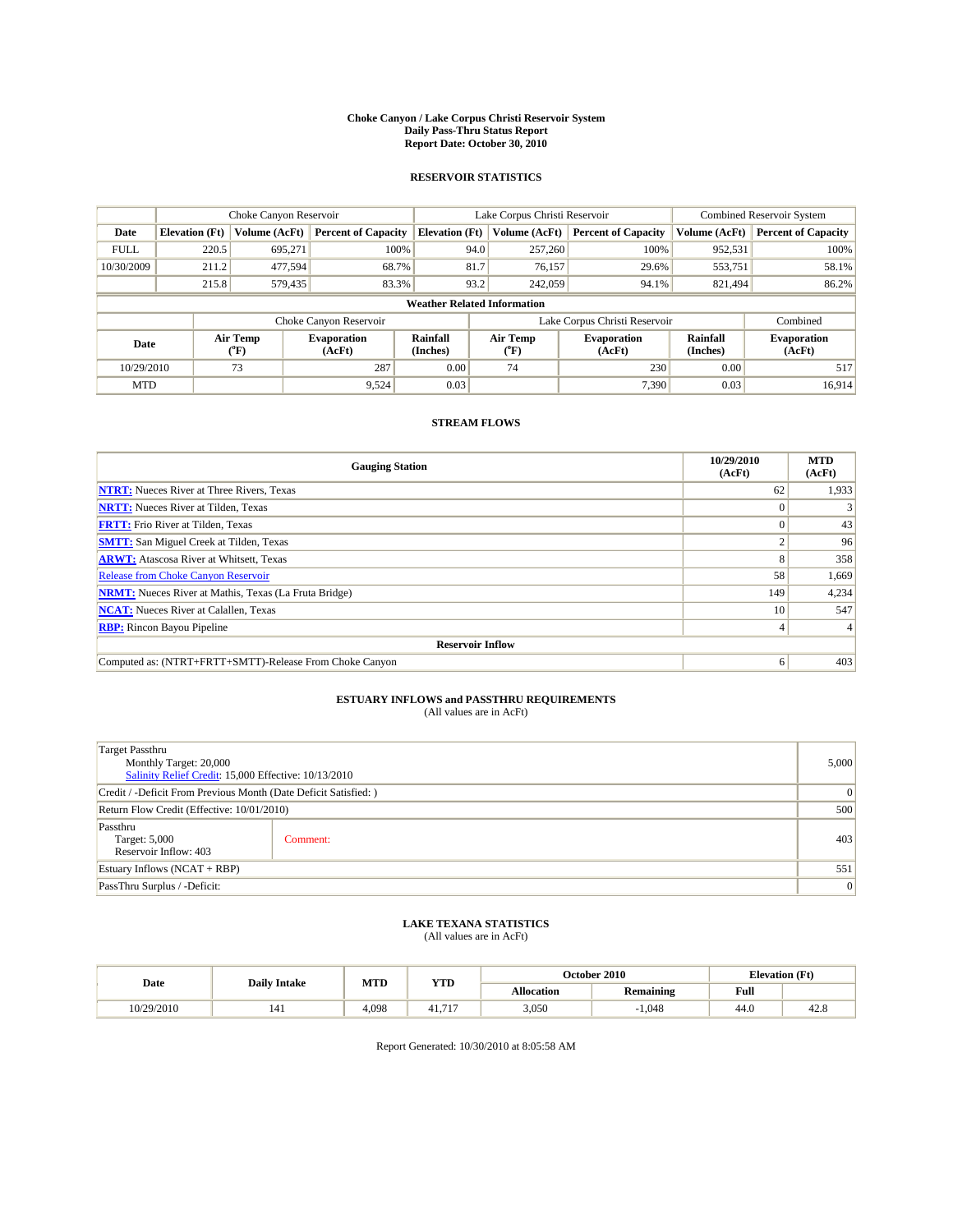# Choke Canyon / Lake Corpus Christi Reservoir System
## Daily Pass-Thru Status Report
## Report Date: October 30, 2010

### RESERVOIR STATISTICS

| | Choke Canyon Reservoir | | | Lake Corpus Christi Reservoir | | | Combined Reservoir System | |
|---|---|---|---|---|---|---|---|---|
| Date | Elevation (Ft) | Volume (AcFt) | Percent of Capacity | Elevation (Ft) | Volume (AcFt) | Percent of Capacity | Volume (AcFt) | Percent of Capacity |
| FULL | 220.5 | 695,271 | 100% | 94.0 | 257,260 | 100% | 952,531 | 100% |
| 10/30/2009 | 211.2 | 477,594 | 68.7% | 81.7 | 76,157 | 29.6% | 553,751 | 58.1% |
| | 215.8 | 579,435 | 83.3% | 93.2 | 242,059 | 94.1% | 821,494 | 86.2% |

**Weather Related Information**

| | Choke Canyon Reservoir | | | Lake Corpus Christi Reservoir | | | Combined |
|---|---|---|---|---|---|---|---|
| Date | Air Temp (°F) | Evaporation (AcFt) | Rainfall (Inches) | Air Temp (°F) | Evaporation (AcFt) | Rainfall (Inches) | Evaporation (AcFt) |
| 10/29/2010 | 73 | 287 | 0.00 | 74 | 230 | 0.00 | 517 |
| MTD | | 9,524 | 0.03 | | 7,390 | 0.03 | 16,914 |

### STREAM FLOWS

| Gauging Station | 10/29/2010 (AcFt) | MTD (AcFt) |
|---|---|---|
| NTRT: Nueces River at Three Rivers, Texas | 62 | 1,933 |
| NRTT: Nueces River at Tilden, Texas | 0 | 3 |
| FRTT: Frio River at Tilden, Texas | 0 | 43 |
| SMTT: San Miguel Creek at Tilden, Texas | 2 | 96 |
| ARWT: Atascosa River at Whitsett, Texas | 8 | 358 |
| Release from Choke Canyon Reservoir | 58 | 1,669 |
| NRMT: Nueces River at Mathis, Texas (La Fruta Bridge) | 149 | 4,234 |
| NCAT: Nueces River at Calallen, Texas | 10 | 547 |
| RBP: Rincon Bayou Pipeline | 4 | 4 |
| **Reservoir Inflow** | | |
| Computed as: (NTRT+FRTT+SMTT)-Release From Choke Canyon | 6 | 403 |

### ESTUARY INFLOWS and PASSTHRU REQUIREMENTS
(All values are in AcFt)

| | | |
|---|---|---|
| Target Passthru<br>Monthly Target: 20,000<br>Salinity Relief Credit: 15,000 Effective: 10/13/2010 | | 5,000 |
| Credit / -Deficit From Previous Month (Date Deficit Satisfied: ) | | 0 |
| Return Flow Credit (Effective: 10/01/2010) | | 500 |
| Passthru<br>Target: 5,000<br>Reservoir Inflow: 403 | Comment: | 403 |
| Estuary Inflows (NCAT + RBP) | | 551 |
| PassThru Surplus / -Deficit: | | 0 |

### LAKE TEXANA STATISTICS
(All values are in AcFt)

| Date | Daily Intake | MTD | YTD | October 2010 | | Elevation (Ft) | |
|---|---|---|---|---|---|---|---|
| | | | | Allocation | Remaining | Full | |
| 10/29/2010 | 141 | 4,098 | 41,717 | 3,050 | -1,048 | 44.0 | 42.8 |

Report Generated: 10/30/2010 at 8:05:58 AM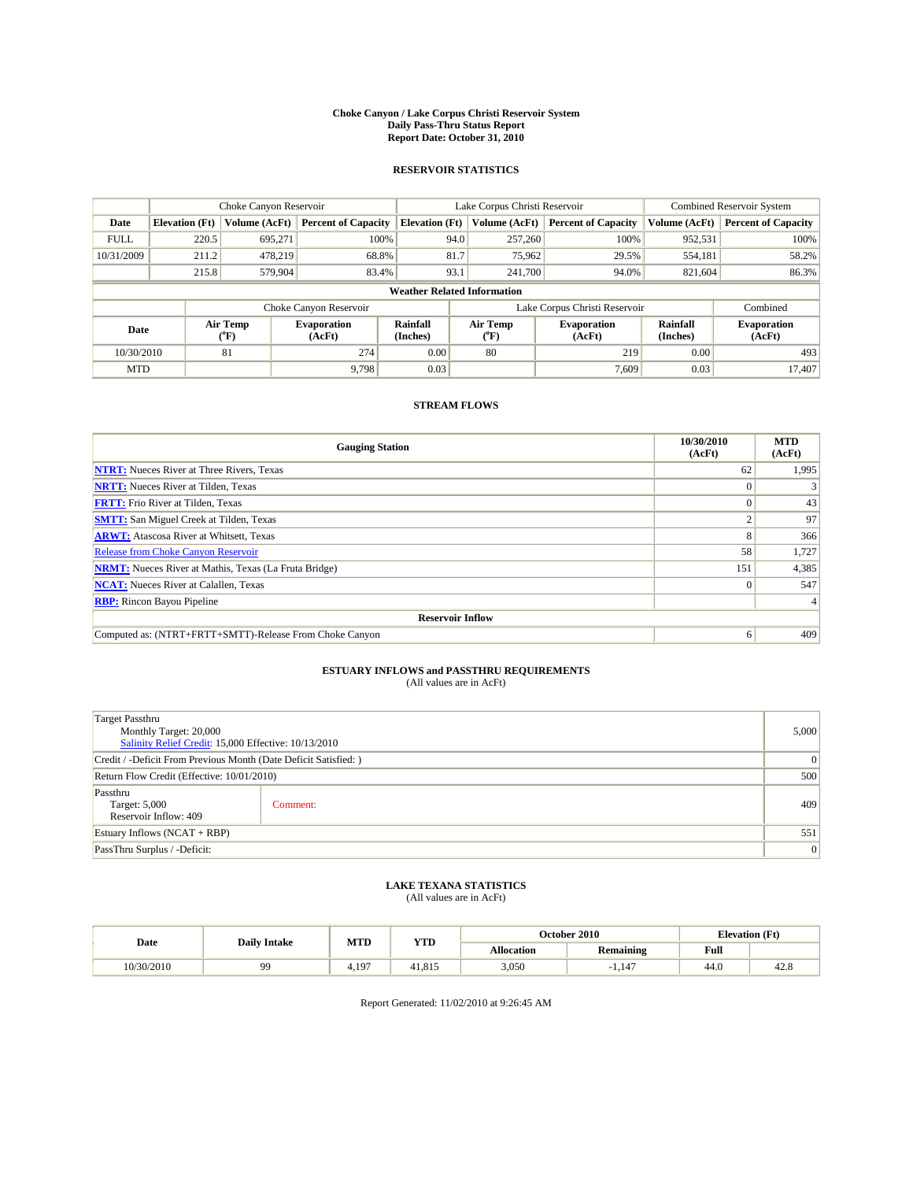**Choke Canyon / Lake Corpus Christi Reservoir System**
**Daily Pass-Thru Status Report**
**Report Date: October 31, 2010**

## RESERVOIR STATISTICS

| | Choke Canyon Reservoir | | | Lake Corpus Christi Reservoir | | | Combined Reservoir System | |
|---|---|---|---|---|---|---|---|---|
| Date | Elevation (Ft) | Volume (AcFt) | Percent of Capacity | Elevation (Ft) | Volume (AcFt) | Percent of Capacity | Volume (AcFt) | Percent of Capacity |
| FULL | 220.5 | 695,271 | 100% | 94.0 | 257,260 | 100% | 952,531 | 100% |
| 10/31/2009 | 211.2 | 478,219 | 68.8% | 81.7 | 75,962 | 29.5% | 554,181 | 58.2% |
| | 215.8 | 579,904 | 83.4% | 93.1 | 241,700 | 94.0% | 821,604 | 86.3% |

**Weather Related Information**

| | Choke Canyon Reservoir | | | Lake Corpus Christi Reservoir | | | Combined |
|---|---|---|---|---|---|---|---|
| Date | Air Temp (°F) | Evaporation (AcFt) | Rainfall (Inches) | Air Temp (°F) | Evaporation (AcFt) | Rainfall (Inches) | Evaporation (AcFt) |
| 10/30/2010 | 81 | 274 | 0.00 | 80 | 219 | 0.00 | 493 |
| MTD | | 9,798 | 0.03 | | 7,609 | 0.03 | 17,407 |

## STREAM FLOWS

| Gauging Station | 10/30/2010 (AcFt) | MTD (AcFt) |
|---|---|---|
| **NTRT:** Nueces River at Three Rivers, Texas | 62 | 1,995 |
| **NRTT:** Nueces River at Tilden, Texas | 0 | 3 |
| **FRTT:** Frio River at Tilden, Texas | 0 | 43 |
| **SMTT:** San Miguel Creek at Tilden, Texas | 2 | 97 |
| **ARWT:** Atascosa River at Whitsett, Texas | 8 | 366 |
| Release from Choke Canyon Reservoir | 58 | 1,727 |
| **NRMT:** Nueces River at Mathis, Texas (La Fruta Bridge) | 151 | 4,385 |
| **NCAT:** Nueces River at Calallen, Texas | 0 | 547 |
| **RBP:** Rincon Bayou Pipeline | | 4 |
| **Reservoir Inflow** | | |
| Computed as: (NTRT+FRTT+SMTT)-Release From Choke Canyon | 6 | 409 |

## ESTUARY INFLOWS and PASSTHRU REQUIREMENTS
(All values are in AcFt)

| | | |
|---|---|---|
| Target Passthru<br>Monthly Target: 20,000<br>Salinity Relief Credit: 15,000 Effective: 10/13/2010 | | 5,000 |
| Credit / -Deficit From Previous Month (Date Deficit Satisfied: ) | | 0 |
| Return Flow Credit (Effective: 10/01/2010) | | 500 |
| Passthru<br>Target: 5,000<br>Reservoir Inflow: 409 | Comment: | 409 |
| Estuary Inflows (NCAT + RBP) | | 551 |
| PassThru Surplus / -Deficit: | | 0 |

## LAKE TEXANA STATISTICS
(All values are in AcFt)

| Date | Daily Intake | MTD | YTD | October 2010 | | Elevation (Ft) | |
|---|---|---|---|---|---|---|---|
| | | | | Allocation | Remaining | Full | |
| 10/30/2010 | 99 | 4,197 | 41,815 | 3,050 | -1,147 | 44.0 | 42.8 |

Report Generated: 11/02/2010 at 9:26:45 AM